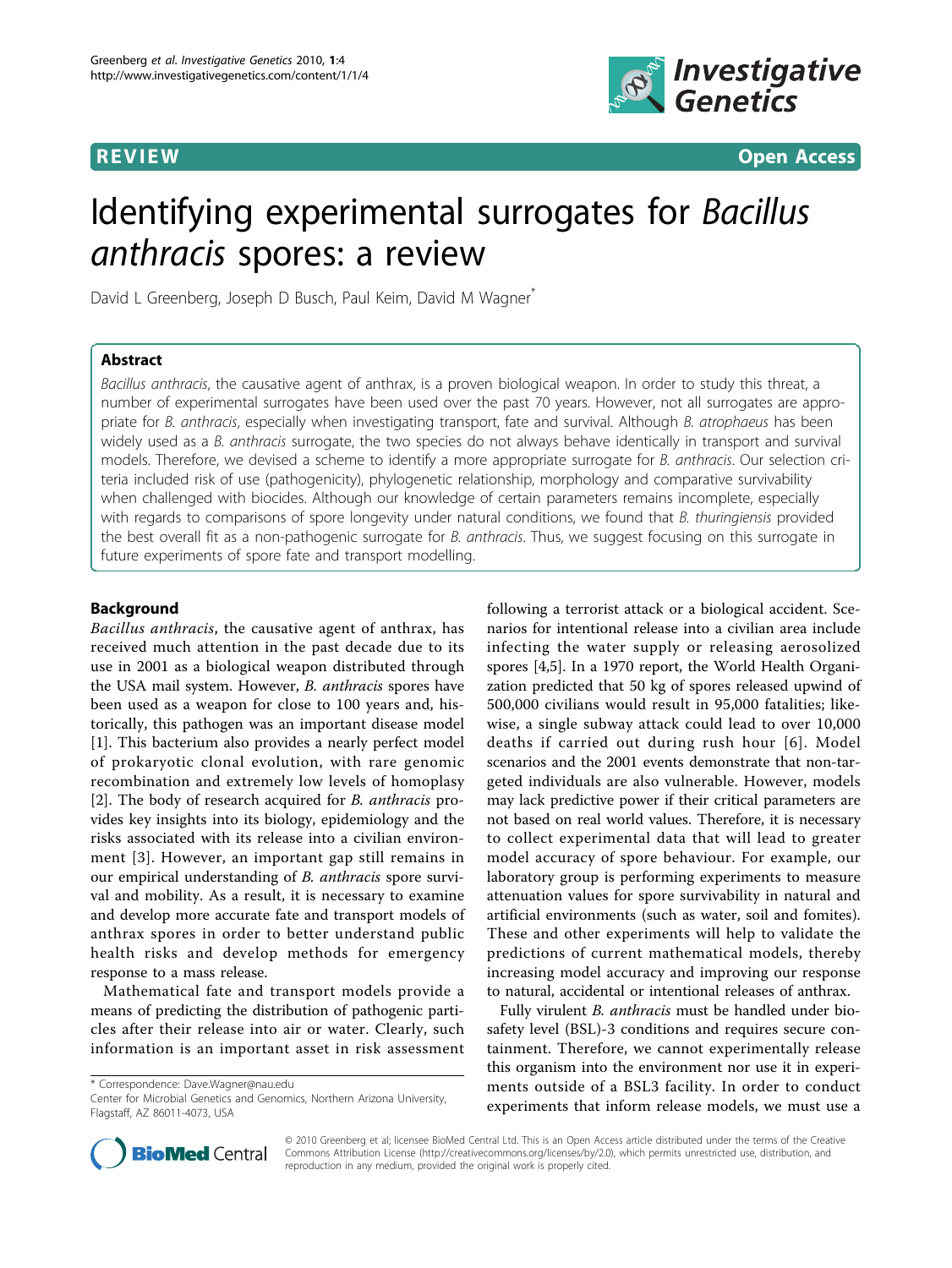REVIEW

Open Access

# Identifying experimental surrogates for *Bacillus anthracis* spores: a review

David L Greenberg, Joseph D Busch, Paul Keim, David M Wagner*

## Abstract

*Bacillus anthracis*, the causative agent of anthrax, is a proven biological weapon. In order to study this threat, a number of experimental surrogates have been used over the past 70 years. However, not all surrogates are appropriate for *B. anthracis*, especially when investigating transport, fate and survival. Although *B. atrophaeus* has been widely used as a *B. anthracis* surrogate, the two species do not always behave identically in transport and survival models. Therefore, we devised a scheme to identify a more appropriate surrogate for *B. anthracis*. Our selection criteria included risk of use (pathogenicity), phylogenetic relationship, morphology and comparative survivability when challenged with biocides. Although our knowledge of certain parameters remains incomplete, especially with regards to comparisons of spore longevity under natural conditions, we found that *B. thuringiensis* provided the best overall fit as a non-pathogenic surrogate for *B. anthracis*. Thus, we suggest focusing on this surrogate in future experiments of spore fate and transport modelling.

## Background

*Bacillus anthracis*, the causative agent of anthrax, has received much attention in the past decade due to its use in 2001 as a biological weapon distributed through the USA mail system. However, *B. anthracis* spores have been used as a weapon for close to 100 years and, historically, this pathogen was an important disease model [1]. This bacterium also provides a nearly perfect model of prokaryotic clonal evolution, with rare genomic recombination and extremely low levels of homoplasy [2]. The body of research acquired for *B. anthracis* provides key insights into its biology, epidemiology and the risks associated with its release into a civilian environment [3]. However, an important gap still remains in our empirical understanding of *B. anthracis* spore survival and mobility. As a result, it is necessary to examine and develop more accurate fate and transport models of anthrax spores in order to better understand public health risks and develop methods for emergency response to a mass release.

Mathematical fate and transport models provide a means of predicting the distribution of pathogenic particles after their release into air or water. Clearly, such information is an important asset in risk assessment following a terrorist attack or a biological accident. Scenarios for intentional release into a civilian area include infecting the water supply or releasing aerosolized spores [4,5]. In a 1970 report, the World Health Organization predicted that 50 kg of spores released upwind of 500,000 civilians would result in 95,000 fatalities; likewise, a single subway attack could lead to over 10,000 deaths if carried out during rush hour [6]. Model scenarios and the 2001 events demonstrate that non-targeted individuals are also vulnerable. However, models may lack predictive power if their critical parameters are not based on real world values. Therefore, it is necessary to collect experimental data that will lead to greater model accuracy of spore behaviour. For example, our laboratory group is performing experiments to measure attenuation values for spore survivability in natural and artificial environments (such as water, soil and fomites). These and other experiments will help to validate the predictions of current mathematical models, thereby increasing model accuracy and improving our response to natural, accidental or intentional releases of anthrax.

Fully virulent *B. anthracis* must be handled under biosafety level (BSL)-3 conditions and requires secure containment. Therefore, we cannot experimentally release this organism into the environment nor use it in experiments outside of a BSL3 facility. In order to conduct experiments that inform release models, we must use a

\* Correspondence: Dave.Wagner@nau.edu
Center for Microbial Genetics and Genomics, Northern Arizona University, Flagstaff, AZ 86011-4073, USA

© 2010 Greenberg et al; licensee BioMed Central Ltd. This is an Open Access article distributed under the terms of the Creative Commons Attribution License (http://creativecommons.org/licenses/by/2.0), which permits unrestricted use, distribution, and reproduction in any medium, provided the original work is properly cited.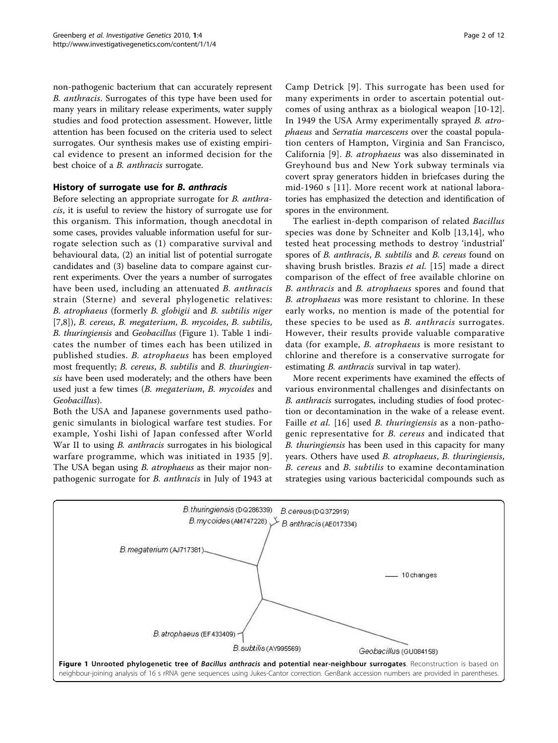non-pathogenic bacterium that can accurately represent *B. anthracis*. Surrogates of this type have been used for many years in military release experiments, water supply studies and food protection assessment. However, little attention has been focused on the criteria used to select surrogates. Our synthesis makes use of existing empirical evidence to present an informed decision for the best choice of a *B. anthracis* surrogate.

## History of surrogate use for *B. anthracis*

Before selecting an appropriate surrogate for *B. anthracis*, it is useful to review the history of surrogate use for this organism. This information, though anecdotal in some cases, provides valuable information useful for surrogate selection such as (1) comparative survival and behavioural data, (2) an initial list of potential surrogate candidates and (3) baseline data to compare against current experiments. Over the years a number of surrogates have been used, including an attenuated *B. anthracis* strain (Sterne) and several phylogenetic relatives: *B. atrophaeus* (formerly *B. globigii* and *B. subtilis niger* [7,8]), *B. cereus*, *B. megaterium*, *B. mycoides*, *B. subtilis*, *B. thuringiensis* and *Geobacillus* (Figure 1). Table 1 indicates the number of times each has been utilized in published studies. *B. atrophaeus* has been employed most frequently; *B. cereus*, *B. subtilis* and *B. thuringiensis* have been used moderately; and the others have been used just a few times (*B. megaterium*, *B. mycoides* and *Geobacillus*).

Both the USA and Japanese governments used pathogenic simulants in biological warfare test studies. For example, Yoshi Iishi of Japan confessed after World War II to using *B. anthracis* surrogates in his biological warfare programme, which was initiated in 1935 [9]. The USA began using *B. atrophaeus* as their major non-pathogenic surrogate for *B. anthracis* in July of 1943 at Camp Detrick [9]. This surrogate has been used for many experiments in order to ascertain potential outcomes of using anthrax as a biological weapon [10-12]. In 1949 the USA Army experimentally sprayed *B. atrophaeus* and *Serratia marcescens* over the coastal population centers of Hampton, Virginia and San Francisco, California [9]. *B. atrophaeus* was also disseminated in Greyhound bus and New York subway terminals via covert spray generators hidden in briefcases during the mid-1960 s [11]. More recent work at national laboratories has emphasized the detection and identification of spores in the environment.

The earliest in-depth comparison of related *Bacillus* species was done by Schneiter and Kolb [13,14], who tested heat processing methods to destroy 'industrial' spores of *B. anthracis*, *B. subtilis* and *B. cereus* found on shaving brush bristles. Brazis *et al.* [15] made a direct comparison of the effect of free available chlorine on *B. anthracis* and *B. atrophaeus* spores and found that *B. atrophaeus* was more resistant to chlorine. In these early works, no mention is made of the potential for these species to be used as *B. anthracis* surrogates. However, their results provide valuable comparative data (for example, *B. atrophaeus* is more resistant to chlorine and therefore is a conservative surrogate for estimating *B. anthracis* survival in tap water).

More recent experiments have examined the effects of various environmental challenges and disinfectants on *B. anthracis* surrogates, including studies of food protection or decontamination in the wake of a release event. Faille *et al.* [16] used *B. thuringiensis* as a non-pathogenic representative for *B. cereus* and indicated that *B. thuringiensis* has been used in this capacity for many years. Others have used *B. atrophaeus*, *B. thuringiensis*, *B. cereus* and *B. subtilis* to examine decontamination strategies using various bactericidal compounds such as

**Figure 1 Unrooted phylogenetic tree of *Bacillus anthracis* and potential near-neighbour surrogates**. Reconstruction is based on neighbour-joining analysis of 16 s rRNA gene sequences using Jukes-Cantor correction. GenBank accession numbers are provided in parentheses.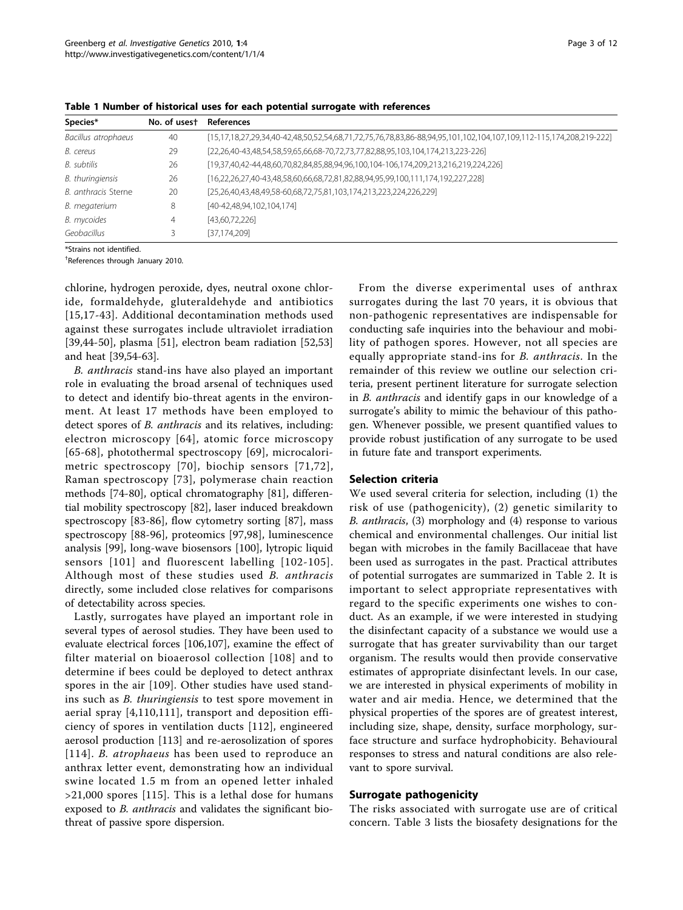**Table 1 Number of historical uses for each potential surrogate with references**

| Species* | No. of uses† | References |
|---|---|---|
| *Bacillus atrophaeus* | 40 | [15,17,18,27,29,34,40-42,48,50,52,54,68,71,72,75,76,78,83,86-88,94,95,101,102,104,107,109,112-115,174,208,219-222] |
| *B. cereus* | 29 | [22,26,40-43,48,54,58,59,65,66,68-70,72,73,77,82,88,95,103,104,174,213,223-226] |
| *B. subtilis* | 26 | [19,37,40,42-44,48,60,70,82,84,85,88,94,96,100,104-106,174,209,213,216,219,224,226] |
| *B. thuringiensis* | 26 | [16,22,26,27,40-43,48,58,60,66,68,72,81,82,88,94,95,99,100,111,174,192,227,228] |
| *B. anthracis* Sterne | 20 | [25,26,40,43,48,49,58-60,68,72,75,81,103,174,213,223,224,226,229] |
| *B. megaterium* | 8 | [40-42,48,94,102,104,174] |
| *B. mycoides* | 4 | [43,60,72,226] |
| *Geobacillus* | 3 | [37,174,209] |

*Strains not identified.

†References through January 2010.

chlorine, hydrogen peroxide, dyes, neutral oxone chloride, formaldehyde, gluteraldehyde and antibiotics [15,17-43]. Additional decontamination methods used against these surrogates include ultraviolet irradiation [39,44-50], plasma [51], electron beam radiation [52,53] and heat [39,54-63].

*B. anthracis* stand-ins have also played an important role in evaluating the broad arsenal of techniques used to detect and identify bio-threat agents in the environment. At least 17 methods have been employed to detect spores of *B. anthracis* and its relatives, including: electron microscopy [64], atomic force microscopy [65-68], photothermal spectroscopy [69], microcalorimetric spectroscopy [70], biochip sensors [71,72], Raman spectroscopy [73], polymerase chain reaction methods [74-80], optical chromatography [81], differential mobility spectroscopy [82], laser induced breakdown spectroscopy [83-86], flow cytometry sorting [87], mass spectroscopy [88-96], proteomics [97,98], luminescence analysis [99], long-wave biosensors [100], lytropic liquid sensors [101] and fluorescent labelling [102-105]. Although most of these studies used *B. anthracis* directly, some included close relatives for comparisons of detectability across species.

Lastly, surrogates have played an important role in several types of aerosol studies. They have been used to evaluate electrical forces [106,107], examine the effect of filter material on bioaerosol collection [108] and to determine if bees could be deployed to detect anthrax spores in the air [109]. Other studies have used stand-ins such as *B. thuringiensis* to test spore movement in aerial spray [4,110,111], transport and deposition efficiency of spores in ventilation ducts [112], engineered aerosol production [113] and re-aerosolization of spores [114]. *B. atrophaeus* has been used to reproduce an anthrax letter event, demonstrating how an individual swine located 1.5 m from an opened letter inhaled >21,000 spores [115]. This is a lethal dose for humans exposed to *B. anthracis* and validates the significant biothreat of passive spore dispersion.

From the diverse experimental uses of anthrax surrogates during the last 70 years, it is obvious that non-pathogenic representatives are indispensable for conducting safe inquiries into the behaviour and mobility of pathogen spores. However, not all species are equally appropriate stand-ins for *B. anthracis*. In the remainder of this review we outline our selection criteria, present pertinent literature for surrogate selection in *B. anthracis* and identify gaps in our knowledge of a surrogate's ability to mimic the behaviour of this pathogen. Whenever possible, we present quantified values to provide robust justification of any surrogate to be used in future fate and transport experiments.

## Selection criteria

We used several criteria for selection, including (1) the risk of use (pathogenicity), (2) genetic similarity to *B. anthracis*, (3) morphology and (4) response to various chemical and environmental challenges. Our initial list began with microbes in the family Bacillaceae that have been used as surrogates in the past. Practical attributes of potential surrogates are summarized in Table 2. It is important to select appropriate representatives with regard to the specific experiments one wishes to conduct. As an example, if we were interested in studying the disinfectant capacity of a substance we would use a surrogate that has greater survivability than our target organism. The results would then provide conservative estimates of appropriate disinfectant levels. In our case, we are interested in physical experiments of mobility in water and air media. Hence, we determined that the physical properties of the spores are of greatest interest, including size, shape, density, surface morphology, surface structure and surface hydrophobicity. Behavioural responses to stress and natural conditions are also relevant to spore survival.

## Surrogate pathogenicity

The risks associated with surrogate use are of critical concern. Table 3 lists the biosafety designations for the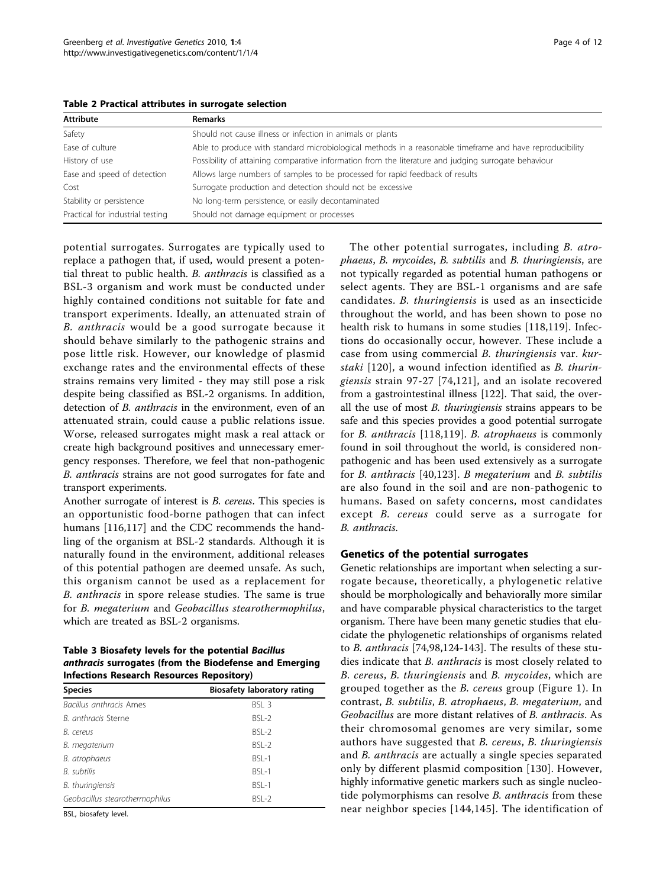**Table 2 Practical attributes in surrogate selection**

| Attribute | Remarks |
| --- | --- |
| Safety | Should not cause illness or infection in animals or plants |
| Ease of culture | Able to produce with standard microbiological methods in a reasonable timeframe and have reproducibility |
| History of use | Possibility of attaining comparative information from the literature and judging surrogate behaviour |
| Ease and speed of detection | Allows large numbers of samples to be processed for rapid feedback of results |
| Cost | Surrogate production and detection should not be excessive |
| Stability or persistence | No long-term persistence, or easily decontaminated |
| Practical for industrial testing | Should not damage equipment or processes |

potential surrogates. Surrogates are typically used to replace a pathogen that, if used, would present a potential threat to public health. *B. anthracis* is classified as a BSL-3 organism and work must be conducted under highly contained conditions not suitable for fate and transport experiments. Ideally, an attenuated strain of *B. anthracis* would be a good surrogate because it should behave similarly to the pathogenic strains and pose little risk. However, our knowledge of plasmid exchange rates and the environmental effects of these strains remains very limited - they may still pose a risk despite being classified as BSL-2 organisms. In addition, detection of *B. anthracis* in the environment, even of an attenuated strain, could cause a public relations issue. Worse, released surrogates might mask a real attack or create high background positives and unnecessary emergency responses. Therefore, we feel that non-pathogenic *B. anthracis* strains are not good surrogates for fate and transport experiments.

Another surrogate of interest is *B. cereus*. This species is an opportunistic food-borne pathogen that can infect humans [116,117] and the CDC recommends the handling of the organism at BSL-2 standards. Although it is naturally found in the environment, additional releases of this potential pathogen are deemed unsafe. As such, this organism cannot be used as a replacement for *B. anthracis* in spore release studies. The same is true for *B. megaterium* and *Geobacillus stearothermophilus*, which are treated as BSL-2 organisms.

**Table 3 Biosafety levels for the potential *Bacillus anthracis* surrogates (from the Biodefense and Emerging Infections Research Resources Repository)**

| Species | Biosafety laboratory rating |
| --- | --- |
| *Bacillus anthracis* Ames | BSL 3 |
| *B. anthracis* Sterne | BSL-2 |
| *B. cereus* | BSL-2 |
| *B. megaterium* | BSL-2 |
| *B. atrophaeus* | BSL-1 |
| *B. subtilis* | BSL-1 |
| *B. thuringiensis* | BSL-1 |
| *Geobacillus stearothermophilus* | BSL-2 |

BSL, biosafety level.

The other potential surrogates, including *B. atrophaeus*, *B. mycoides*, *B. subtilis* and *B. thuringiensis*, are not typically regarded as potential human pathogens or select agents. They are BSL-1 organisms and are safe candidates. *B. thuringiensis* is used as an insecticide throughout the world, and has been shown to pose no health risk to humans in some studies [118,119]. Infections do occasionally occur, however. These include a case from using commercial *B. thuringiensis* var. *kurstaki* [120], a wound infection identified as *B. thuringiensis* strain 97-27 [74,121], and an isolate recovered from a gastrointestinal illness [122]. That said, the overall the use of most *B. thuringiensis* strains appears to be safe and this species provides a good potential surrogate for *B. anthracis* [118,119]. *B. atrophaeus* is commonly found in soil throughout the world, is considered non-pathogenic and has been used extensively as a surrogate for *B. anthracis* [40,123]. *B megaterium* and *B. subtilis* are also found in the soil and are non-pathogenic to humans. Based on safety concerns, most candidates except *B. cereus* could serve as a surrogate for *B. anthracis*.

## Genetics of the potential surrogates

Genetic relationships are important when selecting a surrogate because, theoretically, a phylogenetic relative should be morphologically and behaviorally more similar and have comparable physical characteristics to the target organism. There have been many genetic studies that elucidate the phylogenetic relationships of organisms related to *B. anthracis* [74,98,124-143]. The results of these studies indicate that *B. anthracis* is most closely related to *B. cereus*, *B. thuringiensis* and *B. mycoides*, which are grouped together as the *B. cereus* group (Figure 1). In contrast, *B. subtilis*, *B. atrophaeus*, *B. megaterium*, and *Geobacillus* are more distant relatives of *B. anthracis*. As their chromosomal genomes are very similar, some authors have suggested that *B. cereus*, *B. thuringiensis* and *B. anthracis* are actually a single species separated only by different plasmid composition [130]. However, highly informative genetic markers such as single nucleotide polymorphisms can resolve *B. anthracis* from these near neighbor species [144,145]. The identification of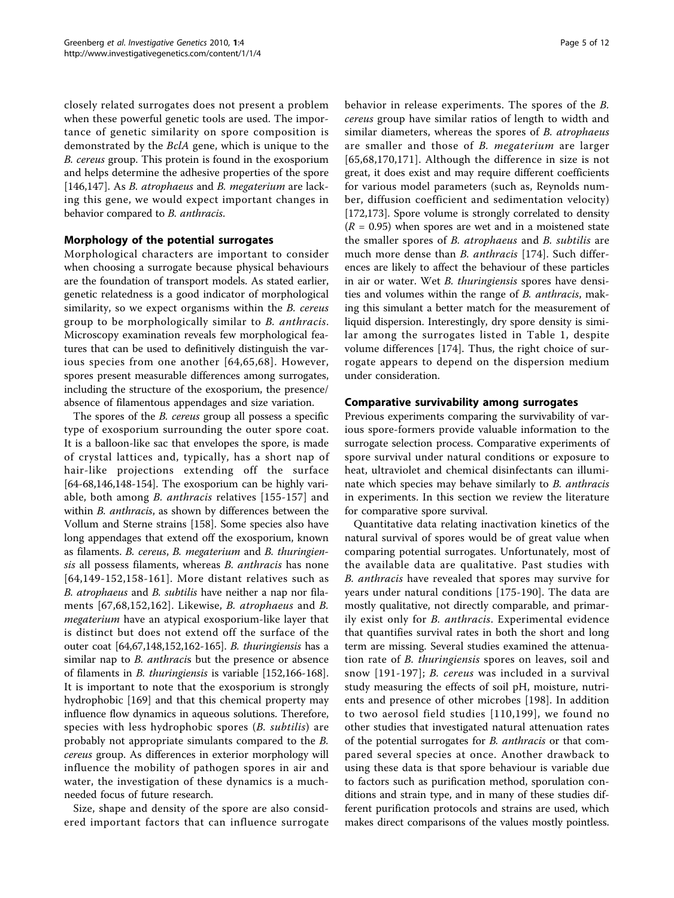closely related surrogates does not present a problem when these powerful genetic tools are used. The importance of genetic similarity on spore composition is demonstrated by the *BclA* gene, which is unique to the *B. cereus* group. This protein is found in the exosporium and helps determine the adhesive properties of the spore [146,147]. As *B. atrophaeus* and *B. megaterium* are lacking this gene, we would expect important changes in behavior compared to *B. anthracis*.

## Morphology of the potential surrogates

Morphological characters are important to consider when choosing a surrogate because physical behaviours are the foundation of transport models. As stated earlier, genetic relatedness is a good indicator of morphological similarity, so we expect organisms within the *B. cereus* group to be morphologically similar to *B. anthracis*. Microscopy examination reveals few morphological features that can be used to definitively distinguish the various species from one another [64,65,68]. However, spores present measurable differences among surrogates, including the structure of the exosporium, the presence/absence of filamentous appendages and size variation.

The spores of the *B. cereus* group all possess a specific type of exosporium surrounding the outer spore coat. It is a balloon-like sac that envelopes the spore, is made of crystal lattices and, typically, has a short nap of hair-like projections extending off the surface [64-68,146,148-154]. The exosporium can be highly variable, both among *B. anthracis* relatives [155-157] and within *B. anthracis*, as shown by differences between the Vollum and Sterne strains [158]. Some species also have long appendages that extend off the exosporium, known as filaments. *B. cereus*, *B. megaterium* and *B. thuringiensis* all possess filaments, whereas *B. anthracis* has none [64,149-152,158-161]. More distant relatives such as *B. atrophaeus* and *B. subtilis* have neither a nap nor filaments [67,68,152,162]. Likewise, *B. atrophaeus* and *B. megaterium* have an atypical exosporium-like layer that is distinct but does not extend off the surface of the outer coat [64,67,148,152,162-165]. *B. thuringiensis* has a similar nap to *B. anthracis* but the presence or absence of filaments in *B. thuringiensis* is variable [152,166-168]. It is important to note that the exosporium is strongly hydrophobic [169] and that this chemical property may influence flow dynamics in aqueous solutions. Therefore, species with less hydrophobic spores (*B. subtilis*) are probably not appropriate simulants compared to the *B. cereus* group. As differences in exterior morphology will influence the mobility of pathogen spores in air and water, the investigation of these dynamics is a much-needed focus of future research.

Size, shape and density of the spore are also considered important factors that can influence surrogate behavior in release experiments. The spores of the *B. cereus* group have similar ratios of length to width and similar diameters, whereas the spores of *B. atrophaeus* are smaller and those of *B. megaterium* are larger [65,68,170,171]. Although the difference in size is not great, it does exist and may require different coefficients for various model parameters (such as, Reynolds number, diffusion coefficient and sedimentation velocity) [172,173]. Spore volume is strongly correlated to density ($R = 0.95$) when spores are wet and in a moistened state the smaller spores of *B. atrophaeus* and *B. subtilis* are much more dense than *B. anthracis* [174]. Such differences are likely to affect the behaviour of these particles in air or water. Wet *B. thuringiensis* spores have densities and volumes within the range of *B. anthracis*, making this simulant a better match for the measurement of liquid dispersion. Interestingly, dry spore density is similar among the surrogates listed in Table 1, despite volume differences [174]. Thus, the right choice of surrogate appears to depend on the dispersion medium under consideration.

## Comparative survivability among surrogates

Previous experiments comparing the survivability of various spore-formers provide valuable information to the surrogate selection process. Comparative experiments of spore survival under natural conditions or exposure to heat, ultraviolet and chemical disinfectants can illuminate which species may behave similarly to *B. anthracis* in experiments. In this section we review the literature for comparative spore survival.

Quantitative data relating inactivation kinetics of the natural survival of spores would be of great value when comparing potential surrogates. Unfortunately, most of the available data are qualitative. Past studies with *B. anthracis* have revealed that spores may survive for years under natural conditions [175-190]. The data are mostly qualitative, not directly comparable, and primarily exist only for *B. anthracis*. Experimental evidence that quantifies survival rates in both the short and long term are missing. Several studies examined the attenuation rate of *B. thuringiensis* spores on leaves, soil and snow [191-197]; *B. cereus* was included in a survival study measuring the effects of soil pH, moisture, nutrients and presence of other microbes [198]. In addition to two aerosol field studies [110,199], we found no other studies that investigated natural attenuation rates of the potential surrogates for *B. anthracis* or that compared several species at once. Another drawback to using these data is that spore behaviour is variable due to factors such as purification method, sporulation conditions and strain type, and in many of these studies different purification protocols and strains are used, which makes direct comparisons of the values mostly pointless.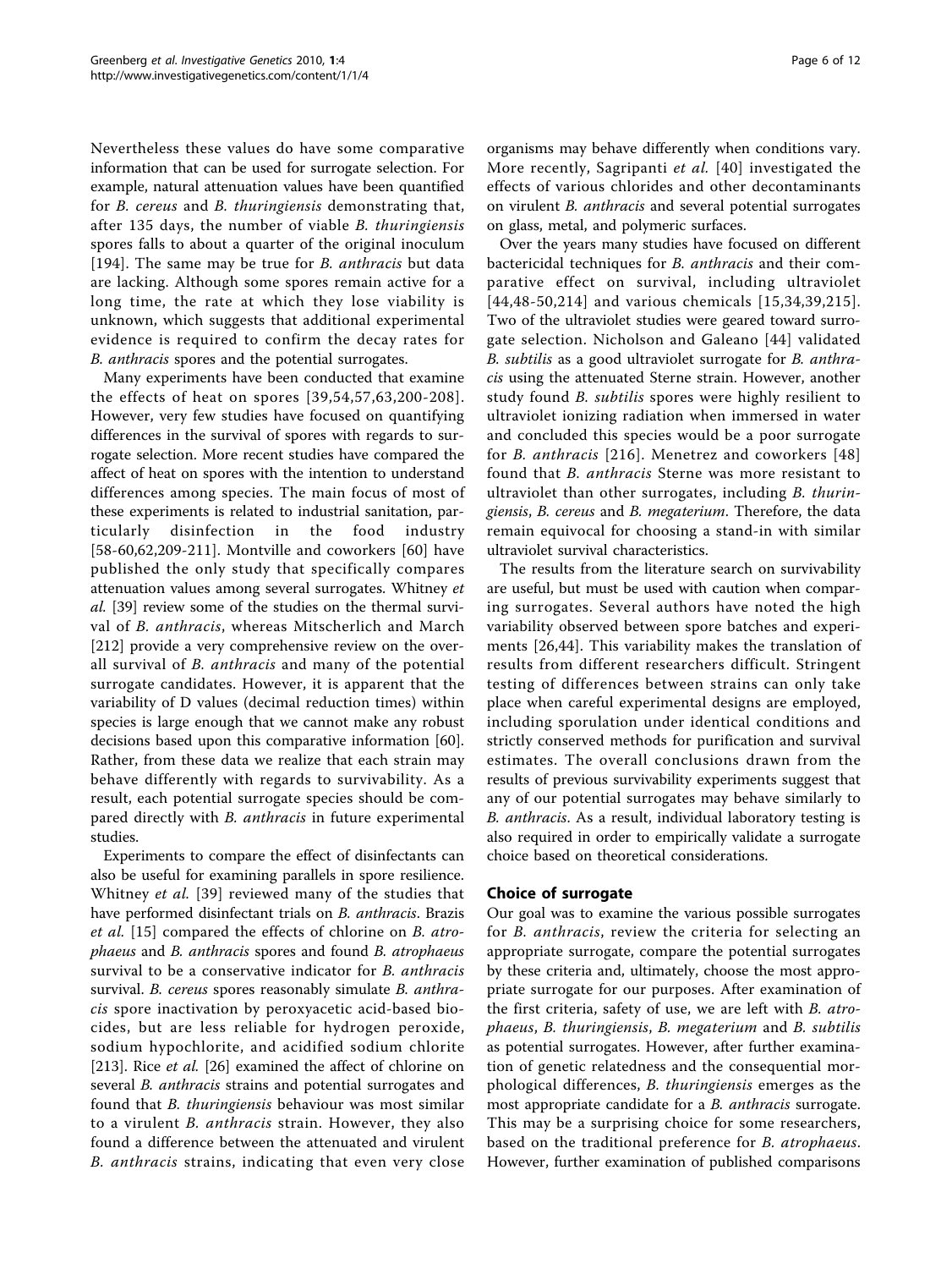Nevertheless these values do have some comparative information that can be used for surrogate selection. For example, natural attenuation values have been quantified for *B. cereus* and *B. thuringiensis* demonstrating that, after 135 days, the number of viable *B. thuringiensis* spores falls to about a quarter of the original inoculum [194]. The same may be true for *B. anthracis* but data are lacking. Although some spores remain active for a long time, the rate at which they lose viability is unknown, which suggests that additional experimental evidence is required to confirm the decay rates for *B. anthracis* spores and the potential surrogates.

Many experiments have been conducted that examine the effects of heat on spores [39,54,57,63,200-208]. However, very few studies have focused on quantifying differences in the survival of spores with regards to surrogate selection. More recent studies have compared the affect of heat on spores with the intention to understand differences among species. The main focus of most of these experiments is related to industrial sanitation, particularly disinfection in the food industry [58-60,62,209-211]. Montville and coworkers [60] have published the only study that specifically compares attenuation values among several surrogates. Whitney *et al.* [39] review some of the studies on the thermal survival of *B. anthracis*, whereas Mitscherlich and March [212] provide a very comprehensive review on the overall survival of *B. anthracis* and many of the potential surrogate candidates. However, it is apparent that the variability of D values (decimal reduction times) within species is large enough that we cannot make any robust decisions based upon this comparative information [60]. Rather, from these data we realize that each strain may behave differently with regards to survivability. As a result, each potential surrogate species should be compared directly with *B. anthracis* in future experimental studies.

Experiments to compare the effect of disinfectants can also be useful for examining parallels in spore resilience. Whitney *et al.* [39] reviewed many of the studies that have performed disinfectant trials on *B. anthracis*. Brazis *et al.* [15] compared the effects of chlorine on *B. atrophaeus* and *B. anthracis* spores and found *B. atrophaeus* survival to be a conservative indicator for *B. anthracis* survival. *B. cereus* spores reasonably simulate *B. anthracis* spore inactivation by peroxyacetic acid-based biocides, but are less reliable for hydrogen peroxide, sodium hypochlorite, and acidified sodium chlorite [213]. Rice *et al.* [26] examined the affect of chlorine on several *B. anthracis* strains and potential surrogates and found that *B. thuringiensis* behaviour was most similar to a virulent *B. anthracis* strain. However, they also found a difference between the attenuated and virulent *B. anthracis* strains, indicating that even very close organisms may behave differently when conditions vary. More recently, Sagripanti *et al.* [40] investigated the effects of various chlorides and other decontaminants on virulent *B. anthracis* and several potential surrogates on glass, metal, and polymeric surfaces.

Over the years many studies have focused on different bactericidal techniques for *B. anthracis* and their comparative effect on survival, including ultraviolet [44,48-50,214] and various chemicals [15,34,39,215]. Two of the ultraviolet studies were geared toward surrogate selection. Nicholson and Galeano [44] validated *B. subtilis* as a good ultraviolet surrogate for *B. anthracis* using the attenuated Sterne strain. However, another study found *B. subtilis* spores were highly resilient to ultraviolet ionizing radiation when immersed in water and concluded this species would be a poor surrogate for *B. anthracis* [216]. Menetrez and coworkers [48] found that *B. anthracis* Sterne was more resistant to ultraviolet than other surrogates, including *B. thuringiensis*, *B. cereus* and *B. megaterium*. Therefore, the data remain equivocal for choosing a stand-in with similar ultraviolet survival characteristics.

The results from the literature search on survivability are useful, but must be used with caution when comparing surrogates. Several authors have noted the high variability observed between spore batches and experiments [26,44]. This variability makes the translation of results from different researchers difficult. Stringent testing of differences between strains can only take place when careful experimental designs are employed, including sporulation under identical conditions and strictly conserved methods for purification and survival estimates. The overall conclusions drawn from the results of previous survivability experiments suggest that any of our potential surrogates may behave similarly to *B. anthracis*. As a result, individual laboratory testing is also required in order to empirically validate a surrogate choice based on theoretical considerations.

## Choice of surrogate

Our goal was to examine the various possible surrogates for *B. anthracis*, review the criteria for selecting an appropriate surrogate, compare the potential surrogates by these criteria and, ultimately, choose the most appropriate surrogate for our purposes. After examination of the first criteria, safety of use, we are left with *B. atrophaeus*, *B. thuringiensis*, *B. megaterium* and *B. subtilis* as potential surrogates. However, after further examination of genetic relatedness and the consequential morphological differences, *B. thuringiensis* emerges as the most appropriate candidate for a *B. anthracis* surrogate. This may be a surprising choice for some researchers, based on the traditional preference for *B. atrophaeus*. However, further examination of published comparisons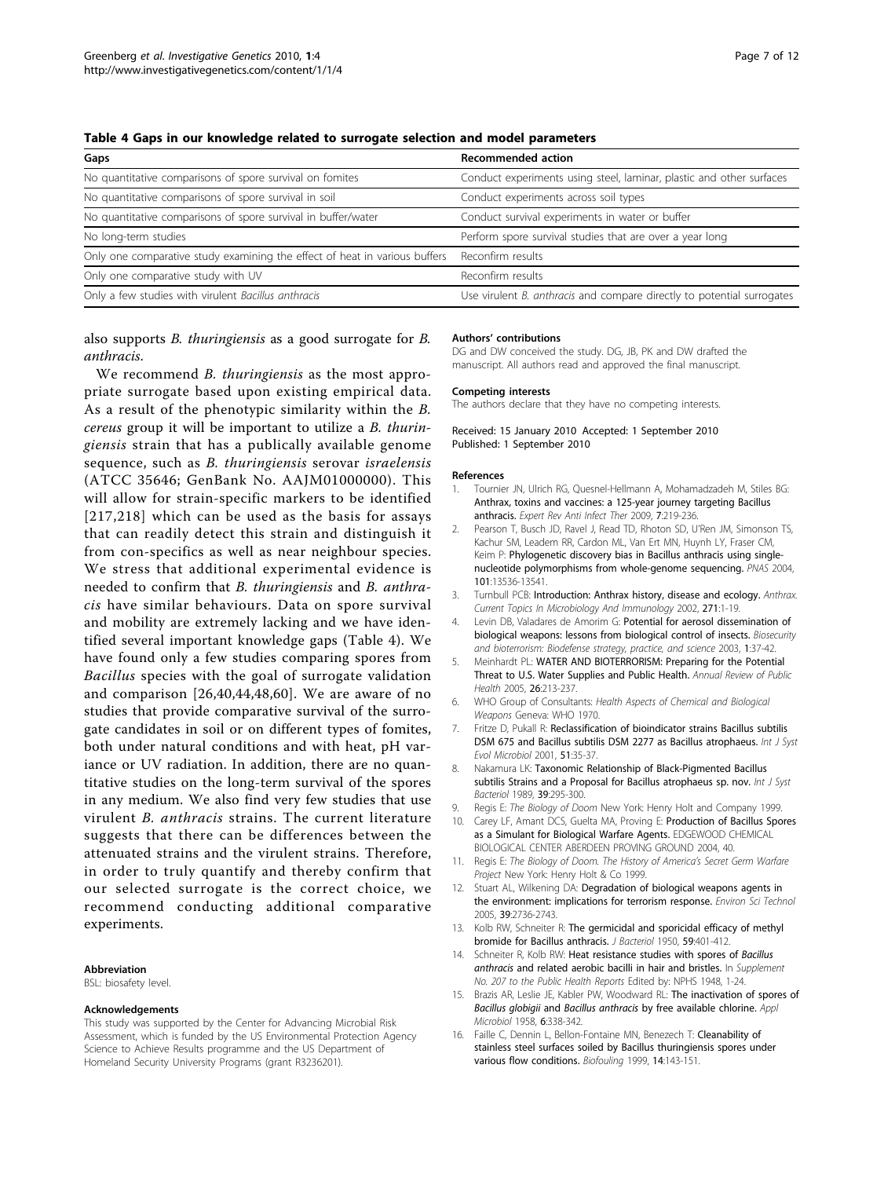**Table 4 Gaps in our knowledge related to surrogate selection and model parameters**

| Gaps | Recommended action |
| --- | --- |
| No quantitative comparisons of spore survival on fomites | Conduct experiments using steel, laminar, plastic and other surfaces |
| No quantitative comparisons of spore survival in soil | Conduct experiments across soil types |
| No quantitative comparisons of spore survival in buffer/water | Conduct survival experiments in water or buffer |
| No long-term studies | Perform spore survival studies that are over a year long |
| Only one comparative study examining the effect of heat in various buffers | Reconfirm results |
| Only one comparative study with UV | Reconfirm results |
| Only a few studies with virulent *Bacillus anthracis* | Use virulent *B. anthracis* and compare directly to potential surrogates |

also supports *B. thuringiensis* as a good surrogate for *B. anthracis*.

We recommend *B. thuringiensis* as the most appropriate surrogate based upon existing empirical data. As a result of the phenotypic similarity within the *B. cereus* group it will be important to utilize a *B. thuringiensis* strain that has a publically available genome sequence, such as *B. thuringiensis* serovar *israelensis* (ATCC 35646; GenBank No. AAJM01000000). This will allow for strain-specific markers to be identified [217,218] which can be used as the basis for assays that can readily detect this strain and distinguish it from con-specifics as well as near neighbour species. We stress that additional experimental evidence is needed to confirm that *B. thuringiensis* and *B. anthracis* have similar behaviours. Data on spore survival and mobility are extremely lacking and we have identified several important knowledge gaps (Table 4). We have found only a few studies comparing spores from *Bacillus* species with the goal of surrogate validation and comparison [26,40,44,48,60]. We are aware of no studies that provide comparative survival of the surrogate candidates in soil or on different types of fomites, both under natural conditions and with heat, pH variance or UV radiation. In addition, there are no quantitative studies on the long-term survival of the spores in any medium. We also find very few studies that use virulent *B. anthracis* strains. The current literature suggests that there can be differences between the attenuated strains and the virulent strains. Therefore, in order to truly quantify and thereby confirm that our selected surrogate is the correct choice, we recommend conducting additional comparative experiments.

### Abbreviation

BSL: biosafety level.

### Acknowledgements

This study was supported by the Center for Advancing Microbial Risk Assessment, which is funded by the US Environmental Protection Agency Science to Achieve Results programme and the US Department of Homeland Security University Programs (grant R3236201).

### Authors' contributions

DG and DW conceived the study. DG, JB, PK and DW drafted the manuscript. All authors read and approved the final manuscript.

### Competing interests

The authors declare that they have no competing interests.

Received: 15 January 2010 Accepted: 1 September 2010
Published: 1 September 2010

### References

1. Tournier JN, Ulrich RG, Quesnel-Hellmann A, Mohamadzadeh M, Stiles BG: **Anthrax, toxins and vaccines: a 125-year journey targeting Bacillus anthracis.** *Expert Rev Anti Infect Ther* 2009, **7**:219-236.
2. Pearson T, Busch JD, Ravel J, Read TD, Rhoton SD, U'Ren JM, Simonson TS, Kachur SM, Leadem RR, Cardon ML, Van Ert MN, Huynh LY, Fraser CM, Keim P: **Phylogenetic discovery bias in Bacillus anthracis using single-nucleotide polymorphisms from whole-genome sequencing.** *PNAS* 2004, **101**:13536-13541.
3. Turnbull PCB: **Introduction: Anthrax history, disease and ecology.** *Anthrax. Current Topics In Microbiology And Immunology* 2002, **271**:1-19.
4. Levin DB, Valadares de Amorim G: **Potential for aerosol dissemination of biological weapons: lessons from biological control of insects.** *Biosecurity and bioterrorism: Biodefense strategy, practice, and science* 2003, **1**:37-42.
5. Meinhardt PL: **WATER AND BIOTERRORISM: Preparing for the Potential Threat to U.S. Water Supplies and Public Health.** *Annual Review of Public Health* 2005, **26**:213-237.
6. WHO Group of Consultants: *Health Aspects of Chemical and Biological Weapons* Geneva: WHO 1970.
7. Fritze D, Pukall R: **Reclassification of bioindicator strains Bacillus subtilis DSM 675 and Bacillus subtilis DSM 2277 as Bacillus atrophaeus.** *Int J Syst Evol Microbiol* 2001, **51**:35-37.
8. Nakamura LK: **Taxonomic Relationship of Black-Pigmented Bacillus subtilis Strains and a Proposal for Bacillus atrophaeus sp. nov.** *Int J Syst Bacteriol* 1989, **39**:295-300.
9. Regis E: *The Biology of Doom* New York: Henry Holt and Company 1999.
10. Carey LF, Amant DCS, Guelta MA, Proving E: **Production of Bacillus Spores as a Simulant for Biological Warfare Agents.** EDGEWOOD CHEMICAL BIOLOGICAL CENTER ABERDEEN PROVING GROUND 2004, 40.
11. Regis E: *The Biology of Doom. The History of America's Secret Germ Warfare Project* New York: Henry Holt & Co 1999.
12. Stuart AL, Wilkening DA: **Degradation of biological weapons agents in the environment: implications for terrorism response.** *Environ Sci Technol* 2005, **39**:2736-2743.
13. Kolb RW, Schneiter R: **The germicidal and sporicidal efficacy of methyl bromide for Bacillus anthracis.** *J Bacteriol* 1950, **59**:401-412.
14. Schneiter R, Kolb RW: **Heat resistance studies with spores of *Bacillus anthracis* and related aerobic bacilli in hair and bristles.** In *Supplement No. 207 to the Public Health Reports* Edited by: NPHS 1948, 1-24.
15. Brazis AR, Leslie JE, Kabler PW, Woodward RL: **The inactivation of spores of *Bacillus globigii* and *Bacillus anthracis* by free available chlorine.** *Appl Microbiol* 1958, **6**:338-342.
16. Faille C, Dennin L, Bellon-Fontaine MN, Benezech T: **Cleanability of stainless steel surfaces soiled by Bacillus thuringiensis spores under various flow conditions.** *Biofouling* 1999, **14**:143-151.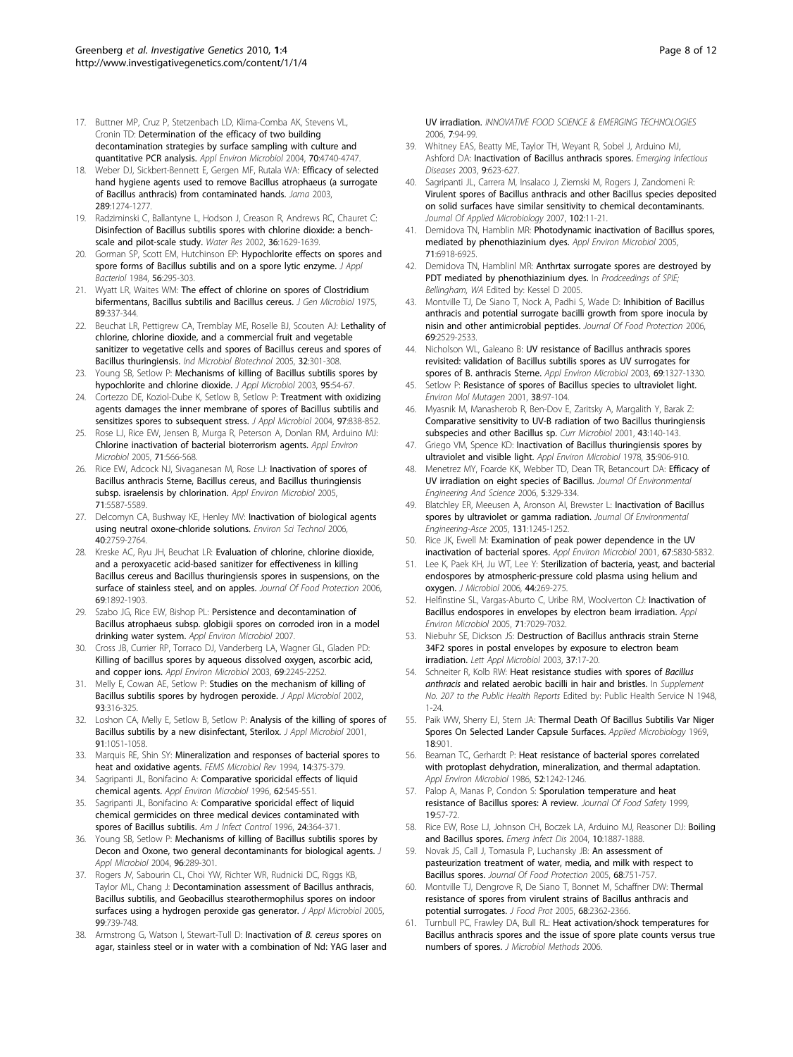17. Buttner MP, Cruz P, Stetzenbach LD, Klima-Comba AK, Stevens VL, Cronin TD: **Determination of the efficacy of two building decontamination strategies by surface sampling with culture and quantitative PCR analysis.** *Appl Environ Microbiol* 2004, **70**:4740-4747.
18. Weber DJ, Sickbert-Bennett E, Gergen MF, Rutala WA: **Efficacy of selected hand hygiene agents used to remove Bacillus atrophaeus (a surrogate of Bacillus anthracis) from contaminated hands.** *Jama* 2003, **289**:1274-1277.
19. Radziminski C, Ballantyne L, Hodson J, Creason R, Andrews RC, Chauret C: **Disinfection of Bacillus subtilis spores with chlorine dioxide: a bench-scale and pilot-scale study.** *Water Res* 2002, **36**:1629-1639.
20. Gorman SP, Scott EM, Hutchinson EP: **Hypochlorite effects on spores and spore forms of Bacillus subtilis and on a spore lytic enzyme.** *J Appl Bacteriol* 1984, **56**:295-303.
21. Wyatt LR, Waites WM: **The effect of chlorine on spores of Clostridium bifermentans, Bacillus subtilis and Bacillus cereus.** *J Gen Microbiol* 1975, **89**:337-344.
22. Beuchat LR, Pettigrew CA, Tremblay ME, Roselle BJ, Scouten AJ: **Lethality of chlorine, chlorine dioxide, and a commercial fruit and vegetable sanitizer to vegetative cells and spores of Bacillus cereus and spores of Bacillus thuringiensis.** *Ind Microbiol Biotechnol* 2005, **32**:301-308.
23. Young SB, Setlow P: **Mechanisms of killing of Bacillus subtilis spores by hypochlorite and chlorine dioxide.** *J Appl Microbiol* 2003, **95**:54-67.
24. Cortezzo DE, Koziol-Dube K, Setlow B, Setlow P: **Treatment with oxidizing agents damages the inner membrane of spores of Bacillus subtilis and sensitizes spores to subsequent stress.** *J Appl Microbiol* 2004, **97**:838-852.
25. Rose LJ, Rice EW, Jensen B, Murga R, Peterson A, Donlan RM, Arduino MJ: **Chlorine inactivation of bacterial bioterrorism agents.** *Appl Environ Microbiol* 2005, **71**:566-568.
26. Rice EW, Adcock NJ, Sivaganesan M, Rose LJ: **Inactivation of spores of Bacillus anthracis Sterne, Bacillus cereus, and Bacillus thuringiensis subsp. israelensis by chlorination.** *Appl Environ Microbiol* 2005, **71**:5587-5589.
27. Delcomyn CA, Bushway KE, Henley MV: **Inactivation of biological agents using neutral oxone-chloride solutions.** *Environ Sci Technol* 2006, **40**:2759-2764.
28. Kreske AC, Ryu JH, Beuchat LR: **Evaluation of chlorine, chlorine dioxide, and a peroxyacetic acid-based sanitizer for effectiveness in killing Bacillus cereus and Bacillus thuringiensis spores in suspensions, on the surface of stainless steel, and on apples.** *Journal Of Food Protection* 2006, **69**:1892-1903.
29. Szabo JG, Rice EW, Bishop PL: **Persistence and decontamination of Bacillus atrophaeus subsp. globigii spores on corroded iron in a model drinking water system.** *Appl Environ Microbiol* 2007.
30. Cross JB, Currier RP, Torraco DJ, Vanderberg LA, Wagner GL, Gladen PD: **Killing of bacillus spores by aqueous dissolved oxygen, ascorbic acid, and copper ions.** *Appl Environ Microbiol* 2003, **69**:2245-2252.
31. Melly E, Cowan AE, Setlow P: **Studies on the mechanism of killing of Bacillus subtilis spores by hydrogen peroxide.** *J Appl Microbiol* 2002, **93**:316-325.
32. Loshon CA, Melly E, Setlow B, Setlow P: **Analysis of the killing of spores of Bacillus subtilis by a new disinfectant, Sterilox.** *J Appl Microbiol* 2001, **91**:1051-1058.
33. Marquis RE, Shin SY: **Mineralization and responses of bacterial spores to heat and oxidative agents.** *FEMS Microbiol Rev* 1994, **14**:375-379.
34. Sagripanti JL, Bonifacino A: **Comparative sporicidal effects of liquid chemical agents.** *Appl Environ Microbiol* 1996, **62**:545-551.
35. Sagripanti JL, Bonifacino A: **Comparative sporicidal effect of liquid chemical germicides on three medical devices contaminated with spores of Bacillus subtilis.** *Am J Infect Control* 1996, **24**:364-371.
36. Young SB, Setlow P: **Mechanisms of killing of Bacillus subtilis spores by Decon and Oxone, two general decontaminants for biological agents.** *J Appl Microbiol* 2004, **96**:289-301.
37. Rogers JV, Sabourin CL, Choi YW, Richter WR, Rudnicki DC, Riggs KB, Taylor ML, Chang J: **Decontamination assessment of Bacillus anthracis, Bacillus subtilis, and Geobacillus stearothermophilus spores on indoor surfaces using a hydrogen peroxide gas generator.** *J Appl Microbiol* 2005, **99**:739-748.
38. Armstrong G, Watson I, Stewart-Tull D: **Inactivation of *B. cereus* spores on agar, stainless steel or in water with a combination of Nd: YAG laser and UV irradiation.** *INNOVATIVE FOOD SCIENCE & EMERGING TECHNOLOGIES* 2006, **7**:94-99.
39. Whitney EAS, Beatty ME, Taylor TH, Weyant R, Sobel J, Arduino MJ, Ashford DA: **Inactivation of Bacillus anthracis spores.** *Emerging Infectious Diseases* 2003, **9**:623-627.
40. Sagripanti JL, Carrera M, Insalaco J, Ziemski M, Rogers J, Zandomeni R: **Virulent spores of Bacillus anthracis and other Bacillus species deposited on solid surfaces have similar sensitivity to chemical decontaminants.** *Journal Of Applied Microbiology* 2007, **102**:11-21.
41. Demidova TN, Hamblin MR: **Photodynamic inactivation of Bacillus spores, mediated by phenothiazinium dyes.** *Appl Environ Microbiol* 2005, **71**:6918-6925.
42. Demidova TN, Hamblinl MR: **Anthrtax surrogate spores are destroyed by PDT mediated by phenothiazinium dyes.** In *Prodceedings of SPIE; Bellingham, WA* Edited by: Kessel D 2005.
43. Montville TJ, De Siano T, Nock A, Padhi S, Wade D: **Inhibition of Bacillus anthracis and potential surrogate bacilli growth from spore inocula by nisin and other antimicrobial peptides.** *Journal Of Food Protection* 2006, **69**:2529-2533.
44. Nicholson WL, Galeano B: **UV resistance of Bacillus anthracis spores revisited: validation of Bacillus subtilis spores as UV surrogates for spores of B. anthracis Sterne.** *Appl Environ Microbiol* 2003, **69**:1327-1330.
45. Setlow P: **Resistance of spores of Bacillus species to ultraviolet light.** *Environ Mol Mutagen* 2001, **38**:97-104.
46. Myasnik M, Manasherob R, Ben-Dov E, Zaritsky A, Margalith Y, Barak Z: **Comparative sensitivity to UV-B radiation of two Bacillus thuringiensis subspecies and other Bacillus sp.** *Curr Microbiol* 2001, **43**:140-143.
47. Griego VM, Spence KD: **Inactivation of Bacillus thuringiensis spores by ultraviolet and visible light.** *Appl Environ Microbiol* 1978, **35**:906-910.
48. Menetrez MY, Foarde KK, Webber TD, Dean TR, Betancourt DA: **Efficacy of UV irradiation on eight species of Bacillus.** *Journal Of Environmental Engineering And Science* 2006, **5**:329-334.
49. Blatchley ER, Meeusen A, Aronson AI, Brewster L: **Inactivation of Bacillus spores by ultraviolet or gamma radiation.** *Journal Of Environmental Engineering-Asce* 2005, **131**:1245-1252.
50. Rice JK, Ewell M: **Examination of peak power dependence in the UV inactivation of bacterial spores.** *Appl Environ Microbiol* 2001, **67**:5830-5832.
51. Lee K, Paek KH, Ju WT, Lee Y: **Sterilization of bacteria, yeast, and bacterial endospores by atmospheric-pressure cold plasma using helium and oxygen.** *J Microbiol* 2006, **44**:269-275.
52. Helfinstine SL, Vargas-Aburto C, Uribe RM, Woolverton CJ: **Inactivation of Bacillus endospores in envelopes by electron beam irradiation.** *Appl Environ Microbiol* 2005, **71**:7029-7032.
53. Niebuhr SE, Dickson JS: **Destruction of Bacillus anthracis strain Sterne 34F2 spores in postal envelopes by exposure to electron beam irradiation.** *Lett Appl Microbiol* 2003, **37**:17-20.
54. Schneiter R, Kolb RW: **Heat resistance studies with spores of *Bacillus anthracis* and related aerobic bacilli in hair and bristles.** In *Supplement No. 207 to the Public Health Reports* Edited by: Public Health Service N 1948, 1-24.
55. Paik WW, Sherry EJ, Stern JA: **Thermal Death Of Bacillus Subtilis Var Niger Spores On Selected Lander Capsule Surfaces.** *Applied Microbiology* 1969, **18**:901.
56. Beaman TC, Gerhardt P: **Heat resistance of bacterial spores correlated with protoplast dehydration, mineralization, and thermal adaptation.** *Appl Environ Microbiol* 1986, **52**:1242-1246.
57. Palop A, Manas P, Condon S: **Sporulation temperature and heat resistance of Bacillus spores: A review.** *Journal Of Food Safety* 1999, **19**:57-72.
58. Rice EW, Rose LJ, Johnson CH, Boczek LA, Arduino MJ, Reasoner DJ: **Boiling and Bacillus spores.** *Emerg Infect Dis* 2004, **10**:1887-1888.
59. Novak JS, Call J, Tomasula P, Luchansky JB: **An assessment of pasteurization treatment of water, media, and milk with respect to Bacillus spores.** *Journal Of Food Protection* 2005, **68**:751-757.
60. Montville TJ, Dengrove R, De Siano T, Bonnet M, Schaffner DW: **Thermal resistance of spores from virulent strains of Bacillus anthracis and potential surrogates.** *J Food Prot* 2005, **68**:2362-2366.
61. Turnbull PC, Frawley DA, Bull RL: **Heat activation/shock temperatures for Bacillus anthracis spores and the issue of spore plate counts versus true numbers of spores.** *J Microbiol Methods* 2006.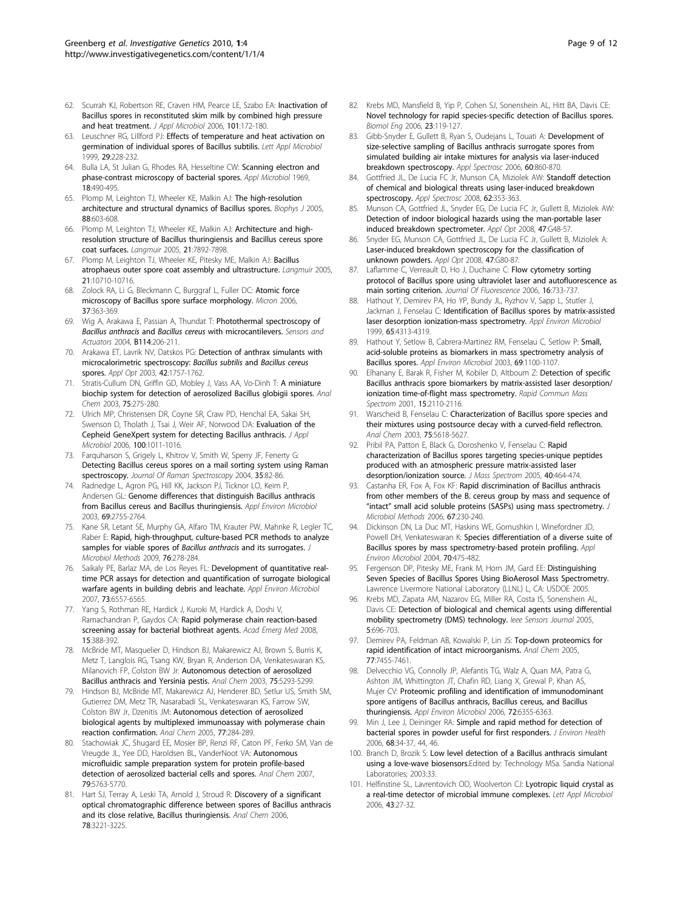62. Scurrah KJ, Robertson RE, Craven HM, Pearce LE, Szabo EA: **Inactivation of Bacillus spores in reconstituted skim milk by combined high pressure and heat treatment.** *J Appl Microbiol* 2006, **101**:172-180.
63. Leuschner RG, Lillford PJ: **Effects of temperature and heat activation on germination of individual spores of Bacillus subtilis.** *Lett Appl Microbiol* 1999, **29**:228-232.
64. Bulla LA, St Julian G, Rhodes RA, Hesseltine CW: **Scanning electron and phase-contrast microscopy of bacterial spores.** *Appl Microbiol* 1969, **18**:490-495.
65. Plomp M, Leighton TJ, Wheeler KE, Malkin AJ: **The high-resolution architecture and structural dynamics of Bacillus spores.** *Biophys J* 2005, **88**:603-608.
66. Plomp M, Leighton TJ, Wheeler KE, Malkin AJ: **Architecture and high-resolution structure of Bacillus thuringiensis and Bacillus cereus spore coat surfaces.** *Langmuir* 2005, **21**:7892-7898.
67. Plomp M, Leighton TJ, Wheeler KE, Pitesky ME, Malkin AJ: **Bacillus atrophaeus outer spore coat assembly and ultrastructure.** *Langmuir* 2005, **21**:10710-10716.
68. Zolock RA, Li G, Bleckmann C, Burggraf L, Fuller DC: **Atomic force microscopy of Bacillus spore surface morphology.** *Micron* 2006, **37**:363-369.
69. Wig A, Arakawa E, Passian A, Thundat T: **Photothermal spectroscopy of *Bacillus anthracis* and *Bacillus cereus* with microcantilevers.** *Sensors and Actuators* 2004, **B114**:206-211.
70. Arakawa ET, Lavrik NV, Datskos PG: **Detection of anthrax simulants with microcalorimetric spectroscopy: *Bacillus subtilis* and *Bacillus cereus* spores.** *Appl Opt* 2003, **42**:1757-1762.
71. Stratis-Cullum DN, Griffin GD, Mobley J, Vass AA, Vo-Dinh T: **A miniature biochip system for detection of aerosolized Bacillus globigii spores.** *Anal Chem* 2003, **75**:275-280.
72. Ulrich MP, Christensen DR, Coyne SR, Craw PD, Henchal EA, Sakai SH, Swenson D, Tholath J, Tsai J, Weir AF, Norwood DA: **Evaluation of the Cepheid GeneXpert system for detecting Bacillus anthracis.** *J Appl Microbiol* 2006, **100**:1011-1016.
73. Farquharson S, Grigely L, Khitrov V, Smith W, Sperry JF, Fenerty G: **Detecting Bacillus cereus spores on a mail sorting system using Raman spectroscopy.** *Journal Of Raman Spectroscopy* 2004, **35**:82-86.
74. Radnedge L, Agron PG, Hill KK, Jackson PJ, Ticknor LO, Keim P, Andersen GL: **Genome differences that distinguish Bacillus anthracis from Bacillus cereus and Bacillus thuringiensis.** *Appl Environ Microbiol* 2003, **69**:2755-2764.
75. Kane SR, Letant SE, Murphy GA, Alfaro TM, Krauter PW, Mahnke R, Legler TC, Raber E: **Rapid, high-throughput, culture-based PCR methods to analyze samples for viable spores of *Bacillus anthracis* and its surrogates.** *J Microbiol Methods* 2009, **76**:278-284.
76. Saikaly PE, Barlaz MA, de Los Reyes FL: **Development of quantitative real-time PCR assays for detection and quantification of surrogate biological warfare agents in building debris and leachate.** *Appl Environ Microbiol* 2007, **73**:6557-6565.
77. Yang S, Rothman RE, Hardick J, Kuroki M, Hardick A, Doshi V, Ramachandran P, Gaydos CA: **Rapid polymerase chain reaction-based screening assay for bacterial biothreat agents.** *Acad Emerg Med* 2008, **15**:388-392.
78. McBride MT, Masquelier D, Hindson BJ, Makarewicz AJ, Brown S, Burris K, Metz T, Langlois RG, Tsang KW, Bryan R, Anderson DA, Venkateswaran KS, Milanovich FP, Colston BW Jr: **Autonomous detection of aerosolized Bacillus anthracis and Yersinia pestis.** *Anal Chem* 2003, **75**:5293-5299.
79. Hindson BJ, McBride MT, Makarewicz AJ, Henderer BD, Setlur US, Smith SM, Gutierrez DM, Metz TR, Nasarabadi SL, Venkateswaran KS, Farrow SW, Colston BW Jr, Dzenitis JM: **Autonomous detection of aerosolized biological agents by multiplexed immunoassay with polymerase chain reaction confirmation.** *Anal Chem* 2005, **77**:284-289.
80. Stachowiak JC, Shugard EE, Mosier BP, Renzi RF, Caton PF, Ferko SM, Van de Vreugde JL, Yee DD, Haroldsen BL, VanderNoot VA: **Autonomous microfluidic sample preparation system for protein profile-based detection of aerosolized bacterial cells and spores.** *Anal Chem* 2007, **79**:5763-5770.
81. Hart SJ, Terray A, Leski TA, Arnold J, Stroud R: **Discovery of a significant optical chromatographic difference between spores of Bacillus anthracis and its close relative, Bacillus thuringiensis.** *Anal Chem* 2006, **78**:3221-3225.
82. Krebs MD, Mansfield B, Yip P, Cohen SJ, Sonenshein AL, Hitt BA, Davis CE: **Novel technology for rapid species-specific detection of Bacillus spores.** *Biomol Eng* 2006, **23**:119-127.
83. Gibb-Snyder E, Gullett B, Ryan S, Oudejans L, Touati A: **Development of size-selective sampling of Bacillus anthracis surrogate spores from simulated building air intake mixtures for analysis via laser-induced breakdown spectroscopy.** *Appl Spectrosc* 2006, **60**:860-870.
84. Gottfried JL, De Lucia FC Jr, Munson CA, Miziolek AW: **Standoff detection of chemical and biological threats using laser-induced breakdown spectroscopy.** *Appl Spectrosc* 2008, **62**:353-363.
85. Munson CA, Gottfried JL, Snyder EG, De Lucia FC Jr, Gullett B, Miziolek AW: **Detection of indoor biological hazards using the man-portable laser induced breakdown spectrometer.** *Appl Opt* 2008, **47**:G48-57.
86. Snyder EG, Munson CA, Gottfried JL, De Lucia FC Jr, Gullett B, Miziolek A: **Laser-induced breakdown spectroscopy for the classification of unknown powders.** *Appl Opt* 2008, **47**:G80-87.
87. Laflamme C, Verreault D, Ho J, Duchaine C: **Flow cytometry sorting protocol of Bacillus spore using ultraviolet laser and autofluorescence as main sorting criterion.** *Journal Of Fluorescence* 2006, **16**:733-737.
88. Hathout Y, Demirev PA, Ho YP, Bundy JL, Ryzhov V, Sapp L, Stutler J, Jackman J, Fenselau C: **Identification of Bacillus spores by matrix-assisted laser desorption ionization-mass spectrometry.** *Appl Environ Microbiol* 1999, **65**:4313-4319.
89. Hathout Y, Setlow B, Cabrera-Martinez RM, Fenselau C, Setlow P: **Small, acid-soluble proteins as biomarkers in mass spectrometry analysis of Bacillus spores.** *Appl Environ Microbiol* 2003, **69**:1100-1107.
90. Elhanany E, Barak R, Fisher M, Kobiler D, Altboum Z: **Detection of specific Bacillus anthracis spore biomarkers by matrix-assisted laser desorption/ionization time-of-flight mass spectrometry.** *Rapid Commun Mass Spectrom* 2001, **15**:2110-2116.
91. Warscheid B, Fenselau C: **Characterization of Bacillus spore species and their mixtures using postsource decay with a curved-field reflectron.** *Anal Chem* 2003, **75**:5618-5627.
92. Pribil PA, Patton E, Black G, Doroshenko V, Fenselau C: **Rapid characterization of Bacillus spores targeting species-unique peptides produced with an atmospheric pressure matrix-assisted laser desorption/ionization source.** *J Mass Spectrom* 2005, **40**:464-474.
93. Castanha ER, Fox A, Fox KF: **Rapid discrimination of Bacillus anthracis from other members of the B. cereus group by mass and sequence of "intact" small acid soluble proteins (SASPs) using mass spectrometry.** *J Microbiol Methods* 2006, **67**:230-240.
94. Dickinson DN, La Duc MT, Haskins WE, Gornushkin I, Winefordner JD, Powell DH, Venkateswaran K: **Species differentiation of a diverse suite of Bacillus spores by mass spectrometry-based protein profiling.** *Appl Environ Microbiol* 2004, **70**:475-482.
95. Fergenson DP, Pitesky ME, Frank M, Horn JM, Gard EE: **Distinguishing Seven Species of Bacillus Spores Using BioAerosol Mass Spectrometry.** Lawrence Livermore National Laboratory (LLNL) L, CA: USDOE 2005.
96. Krebs MD, Zapata AM, Nazarov EG, Miller RA, Costa IS, Sonenshein AL, Davis CE: **Detection of biological and chemical agents using differential mobility spectrometry (DMS) technology.** *Ieee Sensors Journal* 2005, **5**:696-703.
97. Demirev PA, Feldman AB, Kowalski P, Lin JS: **Top-down proteomics for rapid identification of intact microorganisms.** *Anal Chem* 2005, **77**:7455-7461.
98. Delvecchio VG, Connolly JP, Alefantis TG, Walz A, Quan MA, Patra G, Ashton JM, Whittington JT, Chafin RD, Liang X, Grewal P, Khan AS, Mujer CV: **Proteomic profiling and identification of immunodominant spore antigens of Bacillus anthracis, Bacillus cereus, and Bacillus thuringiensis.** *Appl Environ Microbiol* 2006, **72**:6355-6363.
99. Min J, Lee J, Deininger RA: **Simple and rapid method for detection of bacterial spores in powder useful for first responders.** *J Environ Health* 2006, **68**:34-37, 44, 46.
100. Branch D, Brozik S: **Low level detection of a Bacillus anthracis simulant using a love-wave biosensors.** Edited by: Technology MSa. Sandia National Laboratories; 2003:33.
101. Helfinstine SL, Lavrentovich OD, Woolverton CJ: **Lyotropic liquid crystal as a real-time detector of microbial immune complexes.** *Lett Appl Microbiol* 2006, **43**:27-32.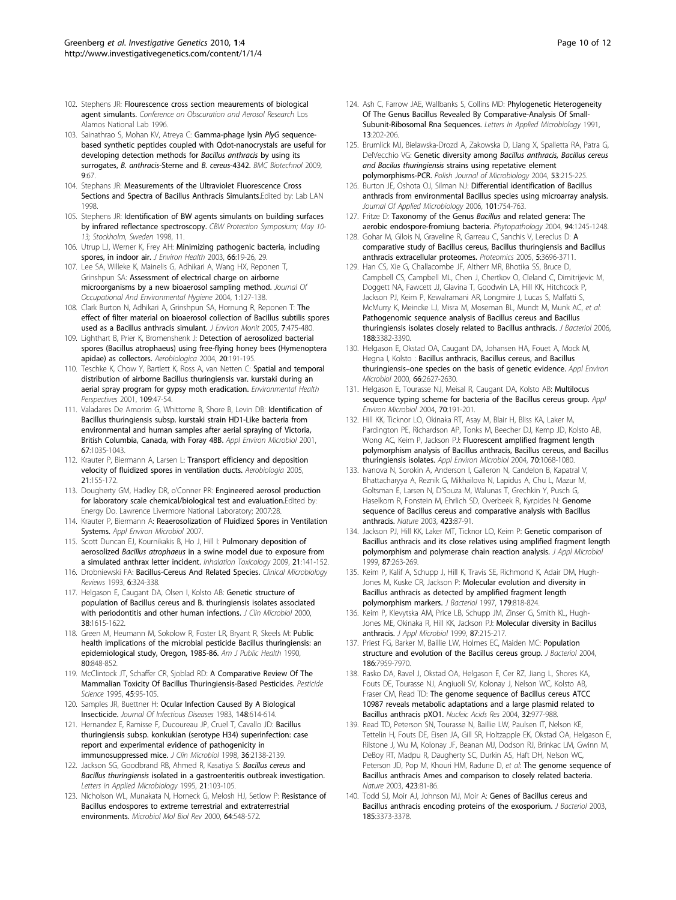102. Stephens JR: Flourescence cross section meaurements of biological agent simulants. *Conference on Obscuration and Aerosol Research* Los Alamos National Lab 1996.
103. Sainathrao S, Mohan KV, Atreya C: Gamma-phage lysin *PlyG* sequence-based synthetic peptides coupled with Qdot-nanocrystals are useful for developing detection methods for *Bacillus anthracis* by using its surrogates, *B. anthracis*-Sterne and *B. cereus*-4342. *BMC Biotechnol* 2009, **9**:67.
104. Stephans JR: Measurements of the Ultraviolet Fluorescence Cross Sections and Spectra of Bacillus Anthracis Simulants.Edited by: Lab LAN 1998.
105. Stephens JR: Identification of BW agents simulants on building surfaces by infrared reflectance spectroscopy. *CBW Protection Symposium; May 10-13; Stockholm, Sweden* 1998, 11.
106. Utrup LJ, Werner K, Frey AH: Minimizing pathogenic bacteria, including spores, in indoor air. *J Environ Health* 2003, **66**:19-26, 29.
107. Lee SA, Willeke K, Mainelis G, Adhikari A, Wang HX, Reponen T, Grinshpun SA: Assessment of electrical charge on airborne microorganisms by a new bioaerosol sampling method. *Journal Of Occupational And Environmental Hygiene* 2004, **1**:127-138.
108. Clark Burton N, Adhikari A, Grinshpun SA, Hornung R, Reponen T: The effect of filter material on bioaerosol collection of Bacillus subtilis spores used as a Bacillus anthracis simulant. *J Environ Monit* 2005, **7**:475-480.
109. Lighthart B, Prier K, Bromenshenk J: Detection of aerosolized bacterial spores (Bacillus atrophaeus) using free-flying honey bees (Hymenoptera apidae) as collectors. *Aerobiologica* 2004, **20**:191-195.
110. Teschke K, Chow Y, Bartlett K, Ross A, van Netten C: Spatial and temporal distribution of airborne Bacillus thuringiensis var. kurstaki during an aerial spray program for gypsy moth eradication. *Environmental Health Perspectives* 2001, **109**:47-54.
111. Valadares De Amorim G, Whittome B, Shore B, Levin DB: Identification of Bacillus thuringiensis subsp. kurstaki strain HD1-Like bacteria from environmental and human samples after aerial spraying of Victoria, British Columbia, Canada, with Foray 48B. *Appl Environ Microbiol* 2001, **67**:1035-1043.
112. Krauter P, Biermann A, Larsen L: Transport efficiency and deposition velocity of fluidized spores in ventilation ducts. *Aerobiologia* 2005, **21**:155-172.
113. Dougherty GM, Hadley DR, o'Conner PR: Engineered aerosol production for laboratory scale chemical/biological test and evaluation.Edited by: Energy Do. Lawrence Livermore National Laboratory; 2007:28.
114. Krauter P, Biermann A: Reaerosolization of Fluidized Spores in Ventilation Systems. *Appl Environ Microbiol* 2007.
115. Scott Duncan EJ, Kournikakis B, Ho J, Hill I: Pulmonary deposition of aerosolized *Bacillus atrophaeus* in a swine model due to exposure from a simulated anthrax letter incident. *Inhalation Toxicology* 2009, **21**:141-152.
116. Drobniewski FA: Bacillus-Cereus And Related Species. *Clinical Microbiology Reviews* 1993, **6**:324-338.
117. Helgason E, Caugant DA, Olsen I, Kolsto AB: Genetic structure of population of Bacillus cereus and B. thuringiensis isolates associated with periodontitis and other human infections. *J Clin Microbiol* 2000, **38**:1615-1622.
118. Green M, Heumann M, Sokolow R, Foster LR, Bryant R, Skeels M: Public health implications of the microbial pesticide Bacillus thuringiensis: an epidemiological study, Oregon, 1985-86. *Am J Public Health* 1990, **80**:848-852.
119. McClintock JT, Schaffer CR, Sjoblad RD: A Comparative Review Of The Mammalian Toxicity Of Bacillus Thuringiensis-Based Pesticides. *Pesticide Science* 1995, **45**:95-105.
120. Samples JR, Buettner H: Ocular Infection Caused By A Biological Insecticide. *Journal Of Infectious Diseases* 1983, **148**:614-614.
121. Hernandez E, Ramisse F, Ducoureau JP, Cruel T, Cavallo JD: Bacillus thuringiensis subsp. konkukian (serotype H34) superinfection: case report and experimental evidence of pathogenicity in immunosuppressed mice. *J Clin Microbiol* 1998, **36**:2138-2139.
122. Jackson SG, Goodbrand RB, Ahmed R, Kasatiya S: *Bacillus cereus* and *Bacillus thuringiensis* isolated in a gastroenteritis outbreak investigation. *Letters in Applied Microbiology* 1995, **21**:103-105.
123. Nicholson WL, Munakata N, Horneck G, Melosh HJ, Setlow P: Resistance of Bacillus endospores to extreme terrestrial and extraterrestrial environments. *Microbiol Mol Biol Rev* 2000, **64**:548-572.
124. Ash C, Farrow JAE, Wallbanks S, Collins MD: Phylogenetic Heterogeneity Of The Genus Bacillus Revealed By Comparative-Analysis Of Small-Subunit-Ribosomal Rna Sequences. *Letters In Applied Microbiology* 1991, **13**:202-206.
125. Brumlick MJ, Bielawska-Drozd A, Zakowska D, Liang X, Spalletta RA, Patra G, DelVecchio VG: Genetic diversity among *Bacillus anthracis, Bacillus cereus and Bacilus thuringiensis* strains using repetative element polymorphisms-PCR. *Polish Journal of Microbiology* 2004, **53**:215-225.
126. Burton JE, Oshota OJ, Silman NJ: Differential identification of Bacillus anthracis from environmental Bacillus species using microarray analysis. *Journal Of Applied Microbiology* 2006, **101**:754-763.
127. Fritze D: Taxonomy of the Genus *Bacillus* and related genera: The aerobic endospore-fromiung bacteria. *Phytopathology* 2004, **94**:1245-1248.
128. Gohar M, Gilois N, Graveline R, Garreau C, Sanchis V, Lereclus D: A comparative study of Bacillus cereus, Bacillus thuringiensis and Bacillus anthracis extracellular proteomes. *Proteomics* 2005, **5**:3696-3711.
129. Han CS, Xie G, Challacombe JF, Altherr MR, Bhotika SS, Bruce D, Campbell CS, Campbell ML, Chen J, Chertkov O, Cleland C, Dimitrijevic M, Doggett NA, Fawcett JJ, Glavina T, Goodwin LA, Hill KK, Hitchcock P, Jackson PJ, Keim P, Kewalramani AR, Longmire J, Lucas S, Malfatti S, McMurry K, Meincke LJ, Misra M, Moseman BL, Mundt M, Munk AC, *et al*: Pathogenomic sequence analysis of Bacillus cereus and Bacillus thuringiensis isolates closely related to Bacillus anthracis. *J Bacteriol* 2006, **188**:3382-3390.
130. Helgason E, Okstad OA, Caugant DA, Johansen HA, Fouet A, Mock M, Hegna I, Kolsto : Bacillus anthracis, Bacillus cereus, and Bacillus thuringiensis–one species on the basis of genetic evidence. *Appl Environ Microbiol* 2000, **66**:2627-2630.
131. Helgason E, Tourasse NJ, Meisal R, Caugant DA, Kolsto AB: Multilocus sequence typing scheme for bacteria of the Bacillus cereus group. *Appl Environ Microbiol* 2004, **70**:191-201.
132. Hill KK, Ticknor LO, Okinaka RT, Asay M, Blair H, Bliss KA, Laker M, Pardington PE, Richardson AP, Tonks M, Beecher DJ, Kemp JD, Kolsto AB, Wong AC, Keim P, Jackson PJ: Fluorescent amplified fragment length polymorphism analysis of Bacillus anthracis, Bacillus cereus, and Bacillus thuringiensis isolates. *Appl Environ Microbiol* 2004, **70**:1068-1080.
133. Ivanova N, Sorokin A, Anderson I, Galleron N, Candelon B, Kapatral V, Bhattacharyya A, Reznik G, Mikhailova N, Lapidus A, Chu L, Mazur M, Goltsman E, Larsen N, D'Souza M, Walunas T, Grechkin Y, Pusch G, Haselkorn R, Fonstein M, Ehrlich SD, Overbeek R, Kyrpides N: Genome sequence of Bacillus cereus and comparative analysis with Bacillus anthracis. *Nature* 2003, **423**:87-91.
134. Jackson PJ, Hill KK, Laker MT, Ticknor LO, Keim P: Genetic comparison of Bacillus anthracis and its close relatives using amplified fragment length polymorphism and polymerase chain reaction analysis. *J Appl Microbiol* 1999, **87**:263-269.
135. Keim P, Kalif A, Schupp J, Hill K, Travis SE, Richmond K, Adair DM, Hugh-Jones M, Kuske CR, Jackson P: Molecular evolution and diversity in Bacillus anthracis as detected by amplified fragment length polymorphism markers. *J Bacteriol* 1997, **179**:818-824.
136. Keim P, Klevytska AM, Price LB, Schupp JM, Zinser G, Smith KL, Hugh-Jones ME, Okinaka R, Hill KK, Jackson PJ: Molecular diversity in Bacillus anthracis. *J Appl Microbiol* 1999, **87**:215-217.
137. Priest FG, Barker M, Baillie LW, Holmes EC, Maiden MC: Population structure and evolution of the Bacillus cereus group. *J Bacteriol* 2004, **186**:7959-7970.
138. Rasko DA, Ravel J, Okstad OA, Helgason E, Cer RZ, Jiang L, Shores KA, Fouts DE, Tourasse NJ, Angiuoli SV, Kolonay J, Nelson WC, Kolsto AB, Fraser CM, Read TD: The genome sequence of Bacillus cereus ATCC 10987 reveals metabolic adaptations and a large plasmid related to Bacillus anthracis pXO1. *Nucleic Acids Res* 2004, **32**:977-988.
139. Read TD, Peterson SN, Tourasse N, Baillie LW, Paulsen IT, Nelson KE, Tettelin H, Fouts DE, Eisen JA, Gill SR, Holtzapple EK, Okstad OA, Helgason E, Rilstone J, Wu M, Kolonay JF, Beanan MJ, Dodson RJ, Brinkac LM, Gwinn M, DeBoy RT, Madpu R, Daugherty SC, Durkin AS, Haft DH, Nelson WC, Peterson JD, Pop M, Khouri HM, Radune D, *et al*: The genome sequence of Bacillus anthracis Ames and comparison to closely related bacteria. *Nature* 2003, **423**:81-86.
140. Todd SJ, Moir AJ, Johnson MJ, Moir A: Genes of Bacillus cereus and Bacillus anthracis encoding proteins of the exosporium. *J Bacteriol* 2003, **185**:3373-3378.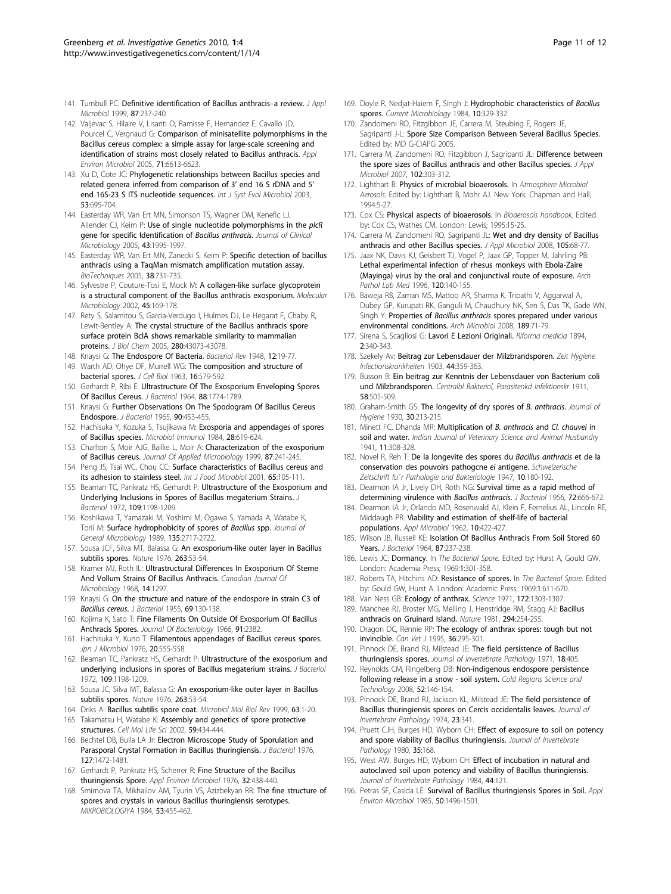141. Turnbull PC: **Definitive identification of Bacillus anthracis–a review.** *J Appl Microbiol* 1999, **87**:237-240.
142. Valjevac S, Hilaire V, Lisanti O, Ramisse F, Hernandez E, Cavallo JD, Pourcel C, Vergnaud G: **Comparison of minisatellite polymorphisms in the Bacillus cereus complex: a simple assay for large-scale screening and identification of strains most closely related to Bacillus anthracis.** *Appl Environ Microbiol* 2005, **71**:6613-6623.
143. Xu D, Cote JC: **Phylogenetic relationships between Bacillus species and related genera inferred from comparison of 3' end 16 S rDNA and 5' end 16S-23 S ITS nucleotide sequences.** *Int J Syst Evol Microbiol* 2003, **53**:695-704.
144. Easterday WR, Van Ert MN, Simonson TS, Wagner DM, Kenefic LJ, Allender CJ, Keim P: **Use of single nucleotide polymorphisms in the *plcR* gene for specific Identification of *Bacillus anthracis*.** *Journal of Clinical Microbiology* 2005, **43**:1995-1997.
145. Easterday WR, Van Ert MN, Zanecki S, Keim P: **Specific detection of bacillus anthracis using a TaqMan mismatch amplification mutation assay.** *BioTechniques* 2005, **38**:731-735.
146. Sylvestre P, Couture-Tosi E, Mock M: **A collagen-like surface glycoprotein is a structural component of the Bacillus anthracis exosporium.** *Molecular Microbiology* 2002, **45**:169-178.
147. Rety S, Salamitou S, Garcia-Verdugo I, Hulmes DJ, Le Hegarat F, Chaby R, Lewit-Bentley A: **The crystal structure of the Bacillus anthracis spore surface protein BclA shows remarkable similarity to mammalian proteins.** *J Biol Chem* 2005, **280**:43073-43078.
148. Knaysi G: **The Endospore Of Bacteria.** *Bacteriol Rev* 1948, **12**:19-77.
149. Warth AD, Ohye DF, Murrell WG: **The composition and structure of bacterial spores.** *J Cell Biol* 1963, **16**:579-592.
150. Gerhardt P, Ribi E: **Ultrastructure Of The Exosporium Enveloping Spores Of Bacillus Cereus.** *J Bacteriol* 1964, **88**:1774-1789.
151. Knaysi G: **Further Observations On The Spodogram Of Bacillus Cereus Endospore.** *J Bacteriol* 1965, **90**:453-455.
152. Hachisuka Y, Kozuka S, Tsujikawa M: **Exosporia and appendages of spores of Bacillus species.** *Microbiol Immunol* 1984, **28**:619-624.
153. Charlton S, Moir AJG, Baillie L, Moir A: **Characterization of the exosporium of Bacillus cereus.** *Journal Of Applied Microbiology* 1999, **87**:241-245.
154. Peng JS, Tsai WC, Chou CC: **Surface characteristics of Bacillus cereus and its adhesion to stainless steel.** *Int J Food Microbiol* 2001, **65**:105-111.
155. Beaman TC, Pankratz HS, Gerhardt P: **Ultrastructure of the Exosporium and Underlying Inclusions in Spores of Bacillus megaterium Strains.** *J Bacteriol* 1972, **109**:1198-1209.
156. Koshikawa T, Yamazaki M, Yoshimi M, Ogawa S, Yamada A, Watabe K, Torii M: **Surface hydrophobicity of spores of *Bacillus* spp.** *Journal of General Microbiology* 1989, **135**:2717-2722.
157. Sousa JCF, Silva MT, Balassa G: **An exosporium-like outer layer in Bacillus subtilis spores.** *Nature* 1976, **263**:53-54.
158. Kramer MJ, Roth IL: **Ultrastructural Differences In Exosporium Of Sterne And Vollum Strains Of Bacillus Anthracis.** *Canadian Journal Of Microbiology* 1968, **14**:1297.
159. Knaysi G: **On the structure and nature of the endospore in strain C3 of *Bacillus cereus*.** *J Bacteriol* 1955, **69**:130-138.
160. Kojima K, Sato T: **Fine Filaments On Outside Of Exosporium Of Bacillus Anthracis Spores.** *Journal Of Bacteriology* 1966, **91**:2382.
161. Hachisuka Y, Kuno T: **Filamentous appendages of Bacillus cereus spores.** *Jpn J Microbiol* 1976, **20**:555-558.
162. Beaman TC, Pankratz HS, Gerhardt P: **Ultrastructure of the exosporium and underlying inclusions in spores of Bacillus megaterium strains.** *J Bacteriol* 1972, **109**:1198-1209.
163. Sousa JC, Silva MT, Balassa G: **An exosporium-like outer layer in Bacillus subtilis spores.** *Nature* 1976, **263**:53-54.
164. Driks A: **Bacillus subtilis spore coat.** *Microbiol Mol Biol Rev* 1999, **63**:1-20.
165. Takamatsu H, Watabe K: **Assembly and genetics of spore protective structures.** *Cell Mol Life Sci* 2002, **59**:434-444.
166. Bechtel DB, Bulla LA Jr: **Electron Microscope Study of Sporulation and Parasporal Crystal Formation in Bacillus thuringiensis.** *J Bacteriol* 1976, **127**:1472-1481.
167. Gerhardt P, Pankratz HS, Scherrer R: **Fine Structure of the Bacillus thuringiensis Spore.** *Appl Environ Microbiol* 1976, **32**:438-440.
168. Smirnova TA, Mikhailov AM, Tyurin VS, Azizbekyan RR: **The fine structure of spores and crystals in various Bacillus thuringiensis serotypes.** *MIKROBIOLOGIYA* 1984, **53**:455-462.
169. Doyle R, Nedjat-Haiem F, Singh J: **Hydrophobic characteristics of *Bacillus* spores.** *Current Microbiology* 1984, **10**:329-332.
170. Zandomeni RO, Fitzgibbon JE, Carrera M, Steubing E, Rogers JE, Sagripanti J-L: **Spore Size Comparison Between Several Bacillus Species.** Edited by: MD G-CIAPG 2005.
171. Carrera M, Zandomeni RO, Fitzgibbon J, Sagripanti JL: **Difference between the spore sizes of Bacillus anthracis and other Bacillus species.** *J Appl Microbiol* 2007, **102**:303-312.
172. Lighthart B: **Physics of microbial bioaerosols.** In *Atmosphere Microbial Aerosols.* Edited by: Lighthart B, Mohr AJ. New York: Chapman and Hall; 1994:5-27.
173. Cox CS: **Physical aspects of bioaerosols.** In *Bioaerosols handbook.* Edited by: Cox CS, Wathes CM. London: Lewis; 1995:15-25.
174. Carrera M, Zandomeni RO, Sagripanti JL: **Wet and dry density of Bacillus anthracis and other Bacillus species.** *J Appl Microbiol* 2008, **105**:68-77.
175. Jaax NK, Davis KJ, Geisbert TJ, Vogel P, Jaax GP, Topper M, Jahrling PB: **Lethal experimental infection of rhesus monkeys with Ebola-Zaire (Mayinga) virus by the oral and conjunctival route of exposure.** *Arch Pathol Lab Med* 1996, **120**:140-155.
176. Baweja RB, Zaman MS, Mattoo AR, Sharma K, Tripathi V, Aggarwal A, Dubey GP, Kurupati RK, Ganguli M, Chaudhury NK, Sen S, Das TK, Gade WN, Singh Y: **Properties of *Bacillus anthracis* spores prepared under various environmental conditions.** *Arch Microbiol* 2008, **189**:71-79.
177. Sirena S, Scagliosi G: **Lavori E Lezioni Originali.** *Riforma medicia* 1894, **2**:340-343.
178. Szekely Av: **Beitrag zur Lebensdauer der Milzbrandsporen.** *Zeit Hygiene Infectionskrankheiten* 1903, **44**:359-363.
179. Busson B: **Ein beitrag zur Kenntnis der Lebensdauer von Bacterium coli und Milzbrandsporen.** *Centralbl Bakteriol, Parasitenkd Infektionskr* 1911, **58**:505-509.
180. Graham-Smith GS: **The longevity of dry spores of *B. anthracis*.** *Journal of Hygiene* 1930, **30**:213-215.
181. Minett FC, Dhanda MR: **Multiplication of *B. anthracis* and *Cl. chauvei* in soil and water.** *Indian Journal of Veterinary Science and Animal Husbandry* 1941, **11**:308-328.
182. Novel R, Reh T: **De la longevite des spores du *Bacillus anthracis* et de la conservation des pouvoirs pathogcne *ei* antigene.** *Schweizerische Zeitschrift fu¨r Pathologie und Bakteriologie* 1947, **10**:180-192.
183. Dearmon IA Jr, Lively DH, Roth NG: **Survival time as a rapid method of determining virulence with *Bacillus anthracis*.** *J Bacteriol* 1956, **72**:666-672.
184. Dearmon IA Jr, Orlando MD, Rosenwald AJ, Klein F, Fernelius AL, Lincoln RE, Middaugh PR: **Viability and estimation of shelf-life of bacterial populations.** *Appl Microbiol* 1962, **10**:422-427.
185. Wilson JB, Russell KE: **Isolation Of Bacillus Anthracis From Soil Stored 60 Years.** *J Bacteriol* 1964, **87**:237-238.
186. Lewis JC: **Dormancy.** In *The Bacterial Spore.* Edited by: Hurst A, Gould GW. London: Academia Press; 1969:**1**:301-358.
187. Roberts TA, Hitchins AD: **Resistance of spores.** In *The Bacterial Spore.* Edited by: Gould GW, Hurst A. London: Academic Press; 1969:**1**:611-670.
188. Van Ness GB: **Ecology of anthrax.** *Science* 1971, **172**:1303-1307.
189. Manchee RJ, Broster MG, Melling J, Henstridge RM, Stagg AJ: **Bacillus anthracis on Gruinard Island.** *Nature* 1981, **294**:254-255.
190. Dragon DC, Rennie RP: **The ecology of anthrax spores: tough but not invincible.** *Can Vet J* 1995, **36**:295-301.
191. Pinnock DE, Brand RJ, Milstead JE: **The field persistence of Bacillus thuringiensis spores.** *Journal of Invertebrate Pathology* 1971, **18**:405.
192. Reynolds CM, Ringelberg DB: **Non-indigenous endospore persistence following release in a snow - soil system.** *Cold Regions Science and Technology* 2008, **52**:146-154.
193. Pinnock DE, Brand RJ, Jackson KL, Milstead JE: **The field persistence of Bacillus thuringiensis spores on Cercis occidentalis leaves.** *Journal of Invertebrate Pathology* 1974, **23**:341.
194. Pruett CJH, Burges HD, Wyborn CH: **Effect of exposure to soil on potency and spore viability of Bacillus thuringiensis.** *Journal of Invertebrate Pathology* 1980, **35**:168.
195. West AW, Burges HD, Wyborn CH: **Effect of incubation in natural and autoclaved soil upon potency and viability of Bacillus thuringiensis.** *Journal of Invertebrate Pathology* 1984, **44**:121.
196. Petras SF, Casida LE: **Survival of Bacillus thuringiensis Spores in Soil.** *Appl Environ Microbiol* 1985, **50**:1496-1501.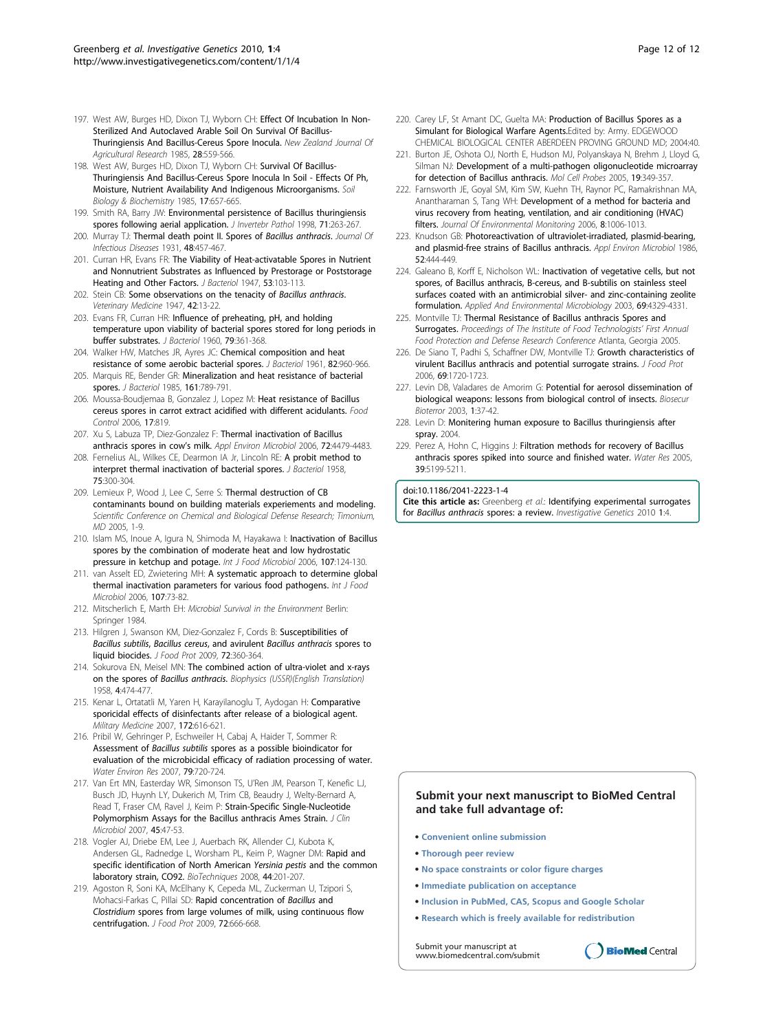197. West AW, Burges HD, Dixon TJ, Wyborn CH: **Effect Of Incubation In Non-Sterilized And Autoclaved Arable Soil On Survival Of Bacillus-Thuringiensis And Bacillus-Cereus Spore Inocula.** *New Zealand Journal Of Agricultural Research* 1985, **28**:559-566.
198. West AW, Burges HD, Dixon TJ, Wyborn CH: **Survival Of Bacillus-Thuringiensis And Bacillus-Cereus Spore Inocula In Soil - Effects Of Ph, Moisture, Nutrient Availability And Indigenous Microorganisms.** *Soil Biology & Biochemistry* 1985, **17**:657-665.
199. Smith RA, Barry JW: **Environmental persistence of Bacillus thuringiensis spores following aerial application.** *J Invertebr Pathol* 1998, **71**:263-267.
200. Murray TJ: **Thermal death point II. Spores of *Bacillus anthracis*.** *Journal Of Infectious Diseases* 1931, **48**:457-467.
201. Curran HR, Evans FR: **The Viability of Heat-activatable Spores in Nutrient and Nonnutrient Substrates as Influenced by Prestorage or Poststorage Heating and Other Factors.** *J Bacteriol* 1947, **53**:103-113.
202. Stein CB: **Some observations on the tenacity of *Bacillus anthracis*.** *Veterinary Medicine* 1947, **42**:13-22.
203. Evans FR, Curran HR: **Influence of preheating, pH, and holding temperature upon viability of bacterial spores stored for long periods in buffer substrates.** *J Bacteriol* 1960, **79**:361-368.
204. Walker HW, Matches JR, Ayres JC: **Chemical composition and heat resistance of some aerobic bacterial spores.** *J Bacteriol* 1961, **82**:960-966.
205. Marquis RE, Bender GR: **Mineralization and heat resistance of bacterial spores.** *J Bacteriol* 1985, **161**:789-791.
206. Moussa-Boudjemaa B, Gonzalez J, Lopez M: **Heat resistance of Bacillus cereus spores in carrot extract acidified with different acidulants.** *Food Control* 2006, **17**:819.
207. Xu S, Labuza TP, Diez-Gonzalez F: **Thermal inactivation of Bacillus anthracis spores in cow's milk.** *Appl Environ Microbiol* 2006, **72**:4479-4483.
208. Fernelius AL, Wilkes CE, Dearmon IA Jr, Lincoln RE: **A probit method to interpret thermal inactivation of bacterial spores.** *J Bacteriol* 1958, **75**:300-304.
209. Lemieux P, Wood J, Lee C, Serre S: **Thermal destruction of CB contaminants bound on building materials experiements and modeling.** *Scientific Conference on Chemical and Biological Defense Research; Timonium, MD* 2005, 1-9.
210. Islam MS, Inoue A, Igura N, Shimoda M, Hayakawa I: **Inactivation of Bacillus spores by the combination of moderate heat and low hydrostatic pressure in ketchup and potage.** *Int J Food Microbiol* 2006, **107**:124-130.
211. van Asselt ED, Zwietering MH: **A systematic approach to determine global thermal inactivation parameters for various food pathogens.** *Int J Food Microbiol* 2006, **107**:73-82.
212. Mitscherlich E, Marth EH: *Microbial Survival in the Environment* Berlin: Springer 1984.
213. Hilgren J, Swanson KM, Diez-Gonzalez F, Cords B: **Susceptibilities of *Bacillus subtilis*, *Bacillus cereus*, and avirulent *Bacillus anthracis* spores to liquid biocides.** *J Food Prot* 2009, **72**:360-364.
214. Sokurova EN, Meisel MN: **The combined action of ultra-violet and x-rays on the spores of *Bacillus anthracis*.** *Biophysics (USSR)(English Translation)* 1958, **4**:474-477.
215. Kenar L, Ortatatli M, Yaren H, Karayilanoglu T, Aydogan H: **Comparative sporicidal effects of disinfectants after release of a biological agent.** *Military Medicine* 2007, **172**:616-621.
216. Pribil W, Gehringer P, Eschweiler H, Cabaj A, Haider T, Sommer R: **Assessment of *Bacillus subtilis* spores as a possible bioindicator for evaluation of the microbicidal efficacy of radiation processing of water.** *Water Environ Res* 2007, **79**:720-724.
217. Van Ert MN, Easterday WR, Simonson TS, U'Ren JM, Pearson T, Kenefic LJ, Busch JD, Huynh LY, Dukerich M, Trim CB, Beaudry J, Welty-Bernard A, Read T, Fraser CM, Ravel J, Keim P: **Strain-Specific Single-Nucleotide Polymorphism Assays for the Bacillus anthracis Ames Strain.** *J Clin Microbiol* 2007, **45**:47-53.
218. Vogler AJ, Driebe EM, Lee J, Auerbach RK, Allender CJ, Kubota K, Andersen GL, Radnedge L, Worsham PL, Keim P, Wagner DM: **Rapid and specific identification of North American *Yersinia pestis* and the common laboratory strain, CO92.** *BioTechniques* 2008, **44**:201-207.
219. Agoston R, Soni KA, McElhany K, Cepeda ML, Zuckerman U, Tzipori S, Mohacsi-Farkas C, Pillai SD: **Rapid concentration of *Bacillus* and *Clostridium* spores from large volumes of milk, using continuous flow centrifugation.** *J Food Prot* 2009, **72**:666-668.
220. Carey LF, St Amant DC, Guelta MA: **Production of Bacillus Spores as a Simulant for Biological Warfare Agents.**Edited by: Army. EDGEWOOD CHEMICAL BIOLOGICAL CENTER ABERDEEN PROVING GROUND MD; 2004:40.
221. Burton JE, Oshota OJ, North E, Hudson MJ, Polyanskaya N, Brehm J, Lloyd G, Silman NJ: **Development of a multi-pathogen oligonucleotide microarray for detection of Bacillus anthracis.** *Mol Cell Probes* 2005, **19**:349-357.
222. Farnsworth JE, Goyal SM, Kim SW, Kuehn TH, Raynor PC, Ramakrishnan MA, Anantharaman S, Tang WH: **Development of a method for bacteria and virus recovery from heating, ventilation, and air conditioning (HVAC) filters.** *Journal Of Environmental Monitoring* 2006, **8**:1006-1013.
223. Knudson GB: **Photoreactivation of ultraviolet-irradiated, plasmid-bearing, and plasmid-free strains of Bacillus anthracis.** *Appl Environ Microbiol* 1986, **52**:444-449.
224. Galeano B, Korff E, Nicholson WL: **Inactivation of vegetative cells, but not spores, of Bacillus anthracis, B-cereus, and B-subtilis on stainless steel surfaces coated with an antimicrobial silver- and zinc-containing zeolite formulation.** *Applied And Environmental Microbiology* 2003, **69**:4329-4331.
225. Montville TJ: **Thermal Resistance of Bacillus anthracis Spores and Surrogates.** *Proceedings of The Institute of Food Technologists' First Annual Food Protection and Defense Research Conference* Atlanta, Georgia 2005.
226. De Siano T, Padhi S, Schaffner DW, Montville TJ: **Growth characteristics of virulent Bacillus anthracis and potential surrogate strains.** *J Food Prot* 2006, **69**:1720-1723.
227. Levin DB, Valadares de Amorim G: **Potential for aerosol dissemination of biological weapons: lessons from biological control of insects.** *Biosecur Bioterror* 2003, **1**:37-42.
228. Levin D: **Monitering human exposure to Bacillus thuringiensis after spray.** 2004.
229. Perez A, Hohn C, Higgins J: **Filtration methods for recovery of Bacillus anthracis spores spiked into source and finished water.** *Water Res* 2005, **39**:5199-5211.

doi:10.1186/2041-2223-1-4

**Cite this article as:** Greenberg *et al.*: Identifying experimental surrogates for *Bacillus anthracis* spores: a review. *Investigative Genetics* 2010 **1**:4.

**Submit your next manuscript to BioMed Central and take full advantage of:**

- **Convenient online submission**
- **Thorough peer review**
- **No space constraints or color figure charges**
- **Immediate publication on acceptance**
- **Inclusion in PubMed, CAS, Scopus and Google Scholar**
- **Research which is freely available for redistribution**

Submit your manuscript at
www.biomedcentral.com/submit

BioMed Central